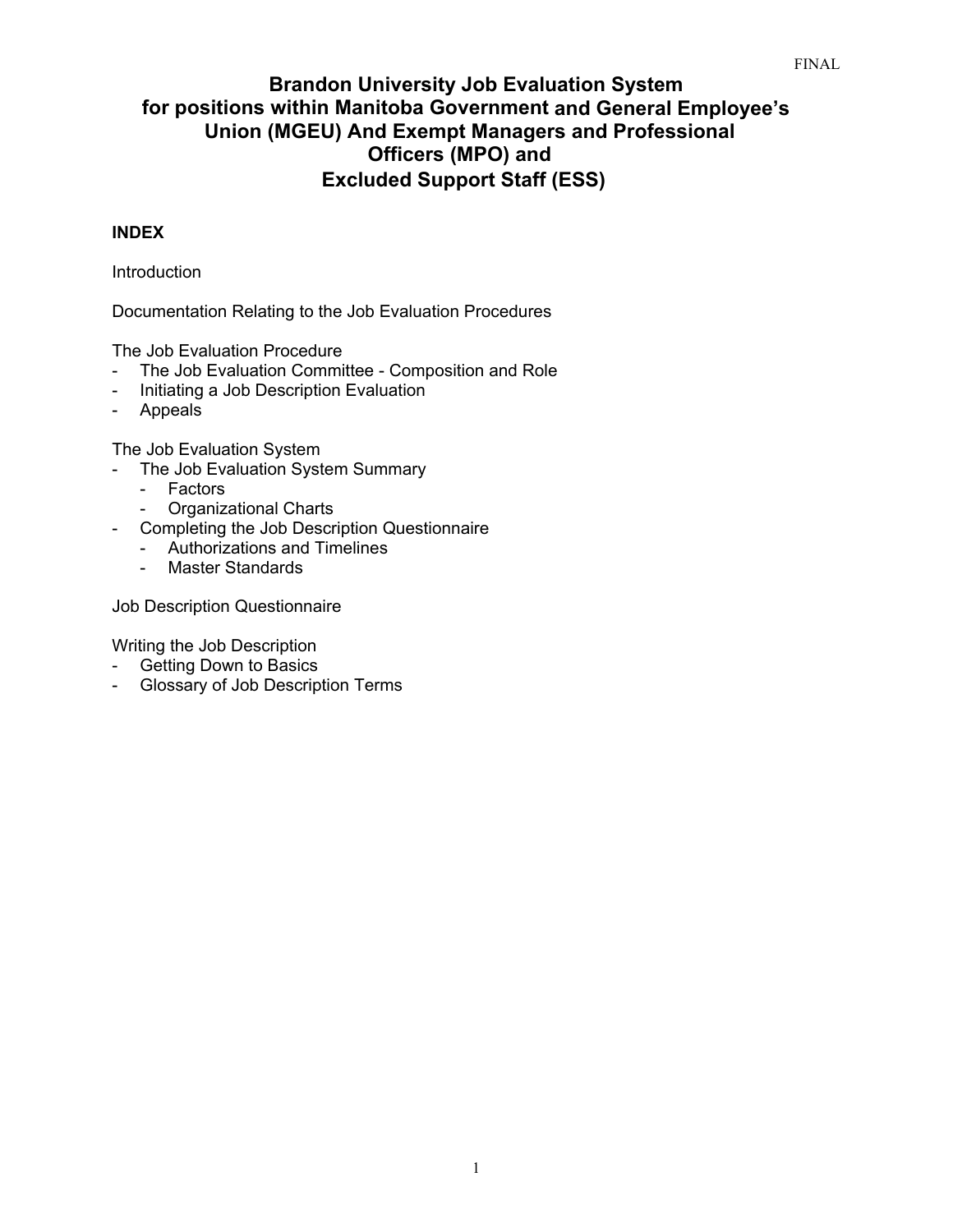FINAL

# Brandon University Job Evaluation System for positions within Manitoba Government and General Employee's Union (MGEU) And Exempt Managers and Professional Officers (MPO) and Excluded Support Staff (ESS)

**INDEX**

Introduction

Documentation Relating to the Job Evaluation Procedures

The Job Evaluation Procedure
- The Job Evaluation Committee - Composition and Role
- Initiating a Job Description Evaluation
- Appeals

The Job Evaluation System
- The Job Evaluation System Summary
  - Factors
  - Organizational Charts
- Completing the Job Description Questionnaire
  - Authorizations and Timelines
  - Master Standards

Job Description Questionnaire

Writing the Job Description
- Getting Down to Basics
- Glossary of Job Description Terms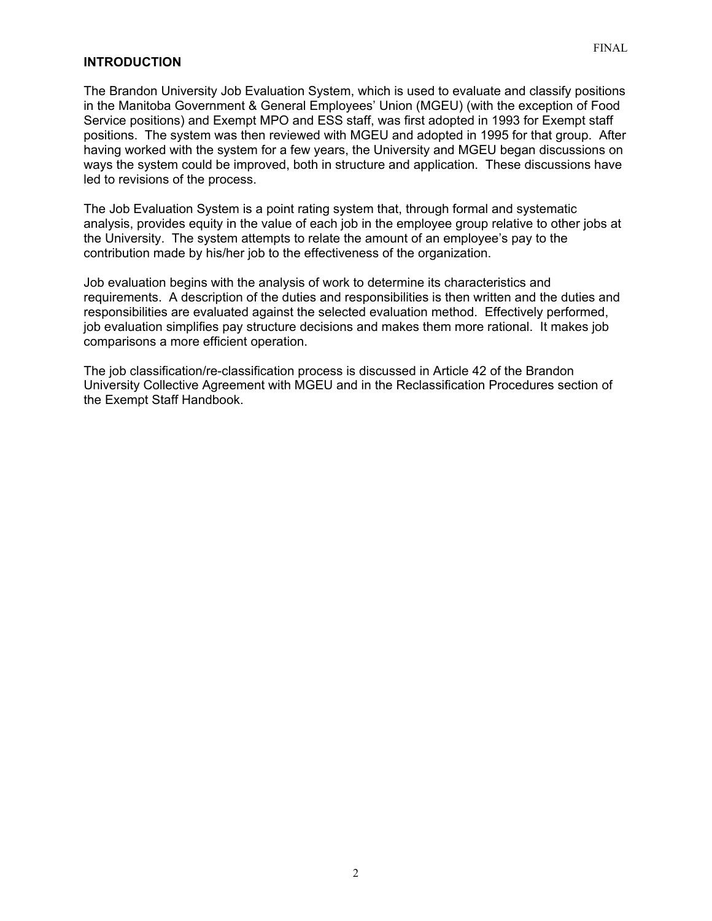## INTRODUCTION

The Brandon University Job Evaluation System, which is used to evaluate and classify positions in the Manitoba Government & General Employees' Union (MGEU) (with the exception of Food Service positions) and Exempt MPO and ESS staff, was first adopted in 1993 for Exempt staff positions. The system was then reviewed with MGEU and adopted in 1995 for that group. After having worked with the system for a few years, the University and MGEU began discussions on ways the system could be improved, both in structure and application. These discussions have led to revisions of the process.

The Job Evaluation System is a point rating system that, through formal and systematic analysis, provides equity in the value of each job in the employee group relative to other jobs at the University. The system attempts to relate the amount of an employee's pay to the contribution made by his/her job to the effectiveness of the organization.

Job evaluation begins with the analysis of work to determine its characteristics and requirements. A description of the duties and responsibilities is then written and the duties and responsibilities are evaluated against the selected evaluation method. Effectively performed, job evaluation simplifies pay structure decisions and makes them more rational. It makes job comparisons a more efficient operation.

The job classification/re-classification process is discussed in Article 42 of the Brandon University Collective Agreement with MGEU and in the Reclassification Procedures section of the Exempt Staff Handbook.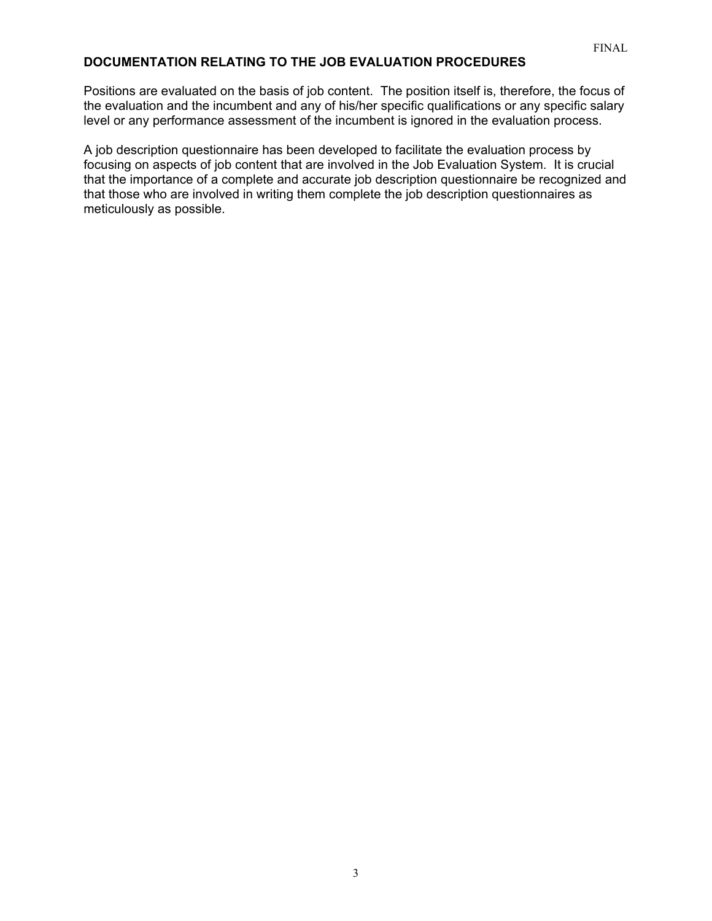## DOCUMENTATION RELATING TO THE JOB EVALUATION PROCEDURES

Positions are evaluated on the basis of job content. The position itself is, therefore, the focus of the evaluation and the incumbent and any of his/her specific qualifications or any specific salary level or any performance assessment of the incumbent is ignored in the evaluation process.

A job description questionnaire has been developed to facilitate the evaluation process by focusing on aspects of job content that are involved in the Job Evaluation System. It is crucial that the importance of a complete and accurate job description questionnaire be recognized and that those who are involved in writing them complete the job description questionnaires as meticulously as possible.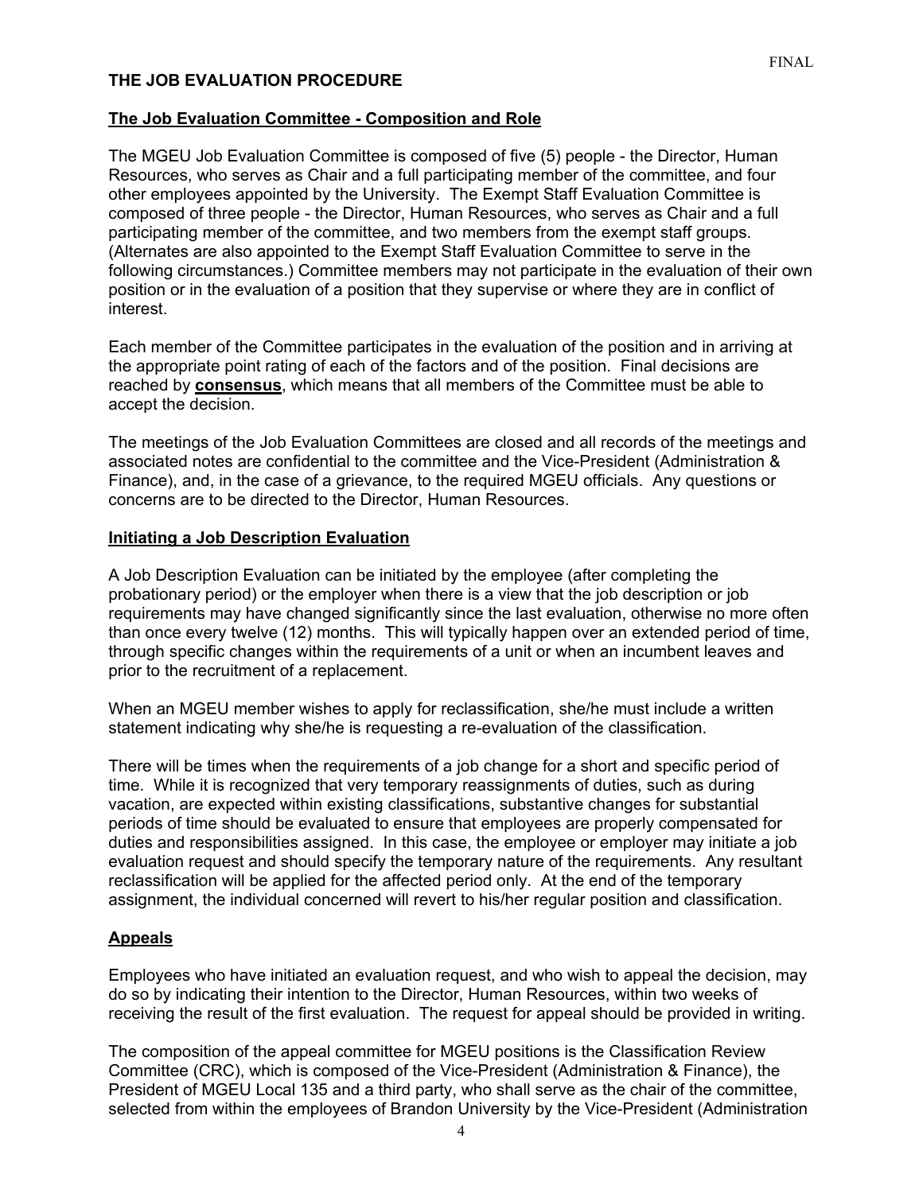## THE JOB EVALUATION PROCEDURE

### The Job Evaluation Committee - Composition and Role

The MGEU Job Evaluation Committee is composed of five (5) people - the Director, Human Resources, who serves as Chair and a full participating member of the committee, and four other employees appointed by the University. The Exempt Staff Evaluation Committee is composed of three people - the Director, Human Resources, who serves as Chair and a full participating member of the committee, and two members from the exempt staff groups. (Alternates are also appointed to the Exempt Staff Evaluation Committee to serve in the following circumstances.) Committee members may not participate in the evaluation of their own position or in the evaluation of a position that they supervise or where they are in conflict of interest.

Each member of the Committee participates in the evaluation of the position and in arriving at the appropriate point rating of each of the factors and of the position. Final decisions are reached by **consensus**, which means that all members of the Committee must be able to accept the decision.

The meetings of the Job Evaluation Committees are closed and all records of the meetings and associated notes are confidential to the committee and the Vice-President (Administration & Finance), and, in the case of a grievance, to the required MGEU officials. Any questions or concerns are to be directed to the Director, Human Resources.

### Initiating a Job Description Evaluation

A Job Description Evaluation can be initiated by the employee (after completing the probationary period) or the employer when there is a view that the job description or job requirements may have changed significantly since the last evaluation, otherwise no more often than once every twelve (12) months. This will typically happen over an extended period of time, through specific changes within the requirements of a unit or when an incumbent leaves and prior to the recruitment of a replacement.

When an MGEU member wishes to apply for reclassification, she/he must include a written statement indicating why she/he is requesting a re-evaluation of the classification.

There will be times when the requirements of a job change for a short and specific period of time. While it is recognized that very temporary reassignments of duties, such as during vacation, are expected within existing classifications, substantive changes for substantial periods of time should be evaluated to ensure that employees are properly compensated for duties and responsibilities assigned. In this case, the employee or employer may initiate a job evaluation request and should specify the temporary nature of the requirements. Any resultant reclassification will be applied for the affected period only. At the end of the temporary assignment, the individual concerned will revert to his/her regular position and classification.

### Appeals

Employees who have initiated an evaluation request, and who wish to appeal the decision, may do so by indicating their intention to the Director, Human Resources, within two weeks of receiving the result of the first evaluation. The request for appeal should be provided in writing.

The composition of the appeal committee for MGEU positions is the Classification Review Committee (CRC), which is composed of the Vice-President (Administration & Finance), the President of MGEU Local 135 and a third party, who shall serve as the chair of the committee, selected from within the employees of Brandon University by the Vice-President (Administration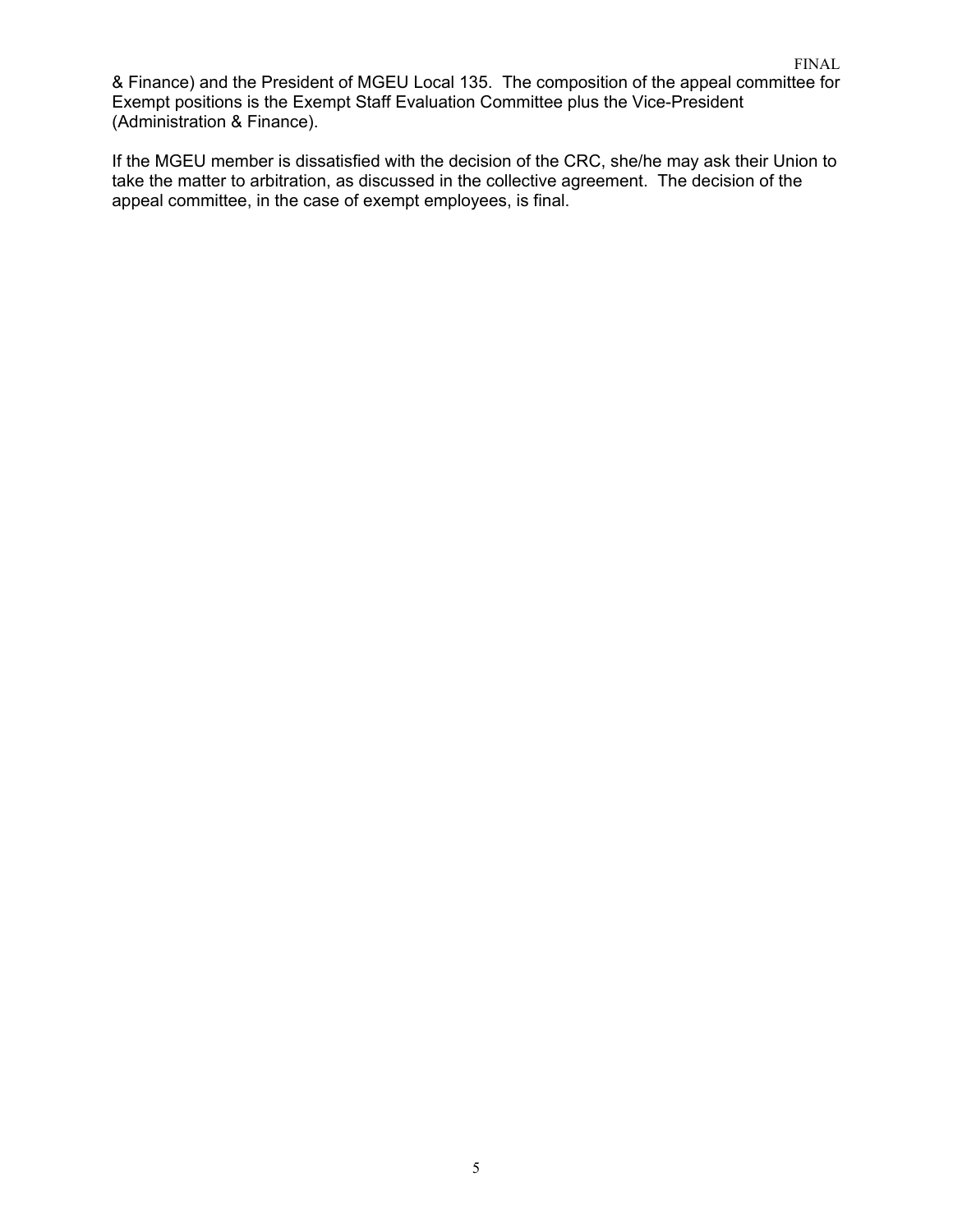& Finance) and the President of MGEU Local 135. The composition of the appeal committee for Exempt positions is the Exempt Staff Evaluation Committee plus the Vice-President (Administration & Finance).

If the MGEU member is dissatisfied with the decision of the CRC, she/he may ask their Union to take the matter to arbitration, as discussed in the collective agreement. The decision of the appeal committee, in the case of exempt employees, is final.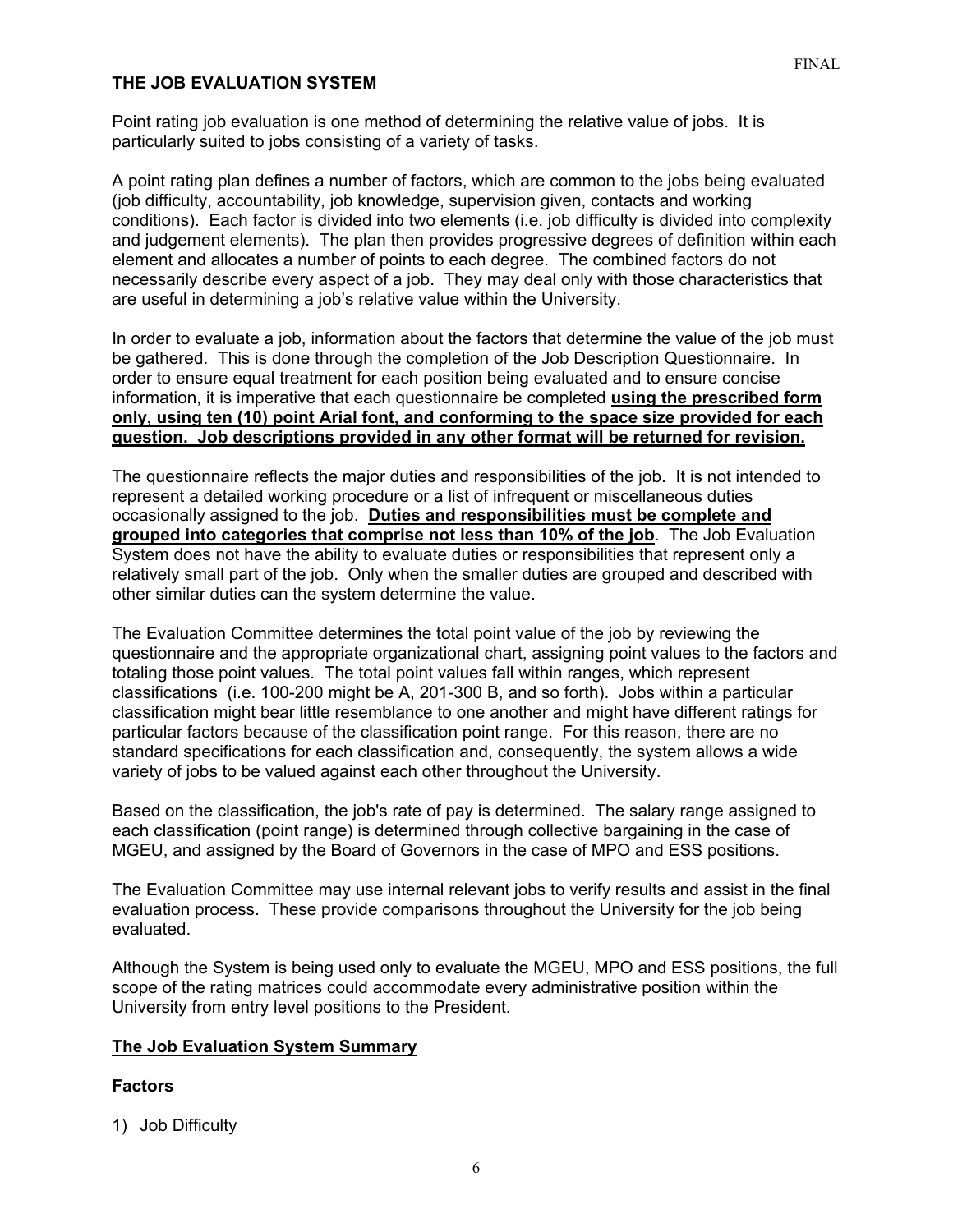## THE JOB EVALUATION SYSTEM

Point rating job evaluation is one method of determining the relative value of jobs. It is particularly suited to jobs consisting of a variety of tasks.

A point rating plan defines a number of factors, which are common to the jobs being evaluated (job difficulty, accountability, job knowledge, supervision given, contacts and working conditions). Each factor is divided into two elements (i.e. job difficulty is divided into complexity and judgement elements). The plan then provides progressive degrees of definition within each element and allocates a number of points to each degree. The combined factors do not necessarily describe every aspect of a job. They may deal only with those characteristics that are useful in determining a job's relative value within the University.

In order to evaluate a job, information about the factors that determine the value of the job must be gathered. This is done through the completion of the Job Description Questionnaire. In order to ensure equal treatment for each position being evaluated and to ensure concise information, it is imperative that each questionnaire be completed **using the prescribed form only, using ten (10) point Arial font, and conforming to the space size provided for each question. Job descriptions provided in any other format will be returned for revision.**

The questionnaire reflects the major duties and responsibilities of the job. It is not intended to represent a detailed working procedure or a list of infrequent or miscellaneous duties occasionally assigned to the job. **Duties and responsibilities must be complete and grouped into categories that comprise not less than 10% of the job**. The Job Evaluation System does not have the ability to evaluate duties or responsibilities that represent only a relatively small part of the job. Only when the smaller duties are grouped and described with other similar duties can the system determine the value.

The Evaluation Committee determines the total point value of the job by reviewing the questionnaire and the appropriate organizational chart, assigning point values to the factors and totaling those point values. The total point values fall within ranges, which represent classifications (i.e. 100-200 might be A, 201-300 B, and so forth). Jobs within a particular classification might bear little resemblance to one another and might have different ratings for particular factors because of the classification point range. For this reason, there are no standard specifications for each classification and, consequently, the system allows a wide variety of jobs to be valued against each other throughout the University.

Based on the classification, the job's rate of pay is determined. The salary range assigned to each classification (point range) is determined through collective bargaining in the case of MGEU, and assigned by the Board of Governors in the case of MPO and ESS positions.

The Evaluation Committee may use internal relevant jobs to verify results and assist in the final evaluation process. These provide comparisons throughout the University for the job being evaluated.

Although the System is being used only to evaluate the MGEU, MPO and ESS positions, the full scope of the rating matrices could accommodate every administrative position within the University from entry level positions to the President.

### The Job Evaluation System Summary

### Factors

1) Job Difficulty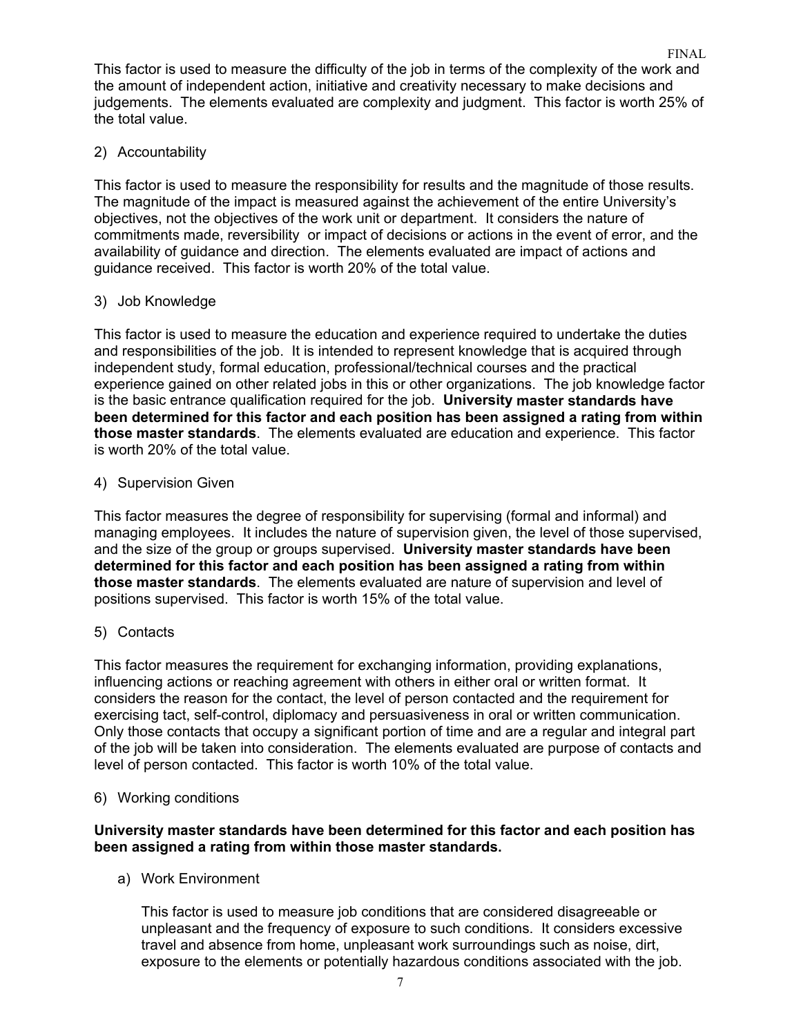This factor is used to measure the difficulty of the job in terms of the complexity of the work and the amount of independent action, initiative and creativity necessary to make decisions and judgements. The elements evaluated are complexity and judgment. This factor is worth 25% of the total value.

2) Accountability

This factor is used to measure the responsibility for results and the magnitude of those results. The magnitude of the impact is measured against the achievement of the entire University's objectives, not the objectives of the work unit or department. It considers the nature of commitments made, reversibility or impact of decisions or actions in the event of error, and the availability of guidance and direction. The elements evaluated are impact of actions and guidance received. This factor is worth 20% of the total value.

3) Job Knowledge

This factor is used to measure the education and experience required to undertake the duties and responsibilities of the job. It is intended to represent knowledge that is acquired through independent study, formal education, professional/technical courses and the practical experience gained on other related jobs in this or other organizations. The job knowledge factor is the basic entrance qualification required for the job. **University master standards have been determined for this factor and each position has been assigned a rating from within those master standards**. The elements evaluated are education and experience. This factor is worth 20% of the total value.

4) Supervision Given

This factor measures the degree of responsibility for supervising (formal and informal) and managing employees. It includes the nature of supervision given, the level of those supervised, and the size of the group or groups supervised. **University master standards have been determined for this factor and each position has been assigned a rating from within those master standards**. The elements evaluated are nature of supervision and level of positions supervised. This factor is worth 15% of the total value.

5) Contacts

This factor measures the requirement for exchanging information, providing explanations, influencing actions or reaching agreement with others in either oral or written format. It considers the reason for the contact, the level of person contacted and the requirement for exercising tact, self-control, diplomacy and persuasiveness in oral or written communication. Only those contacts that occupy a significant portion of time and are a regular and integral part of the job will be taken into consideration. The elements evaluated are purpose of contacts and level of person contacted. This factor is worth 10% of the total value.

6) Working conditions

**University master standards have been determined for this factor and each position has been assigned a rating from within those master standards.**

a) Work Environment

This factor is used to measure job conditions that are considered disagreeable or unpleasant and the frequency of exposure to such conditions. It considers excessive travel and absence from home, unpleasant work surroundings such as noise, dirt, exposure to the elements or potentially hazardous conditions associated with the job.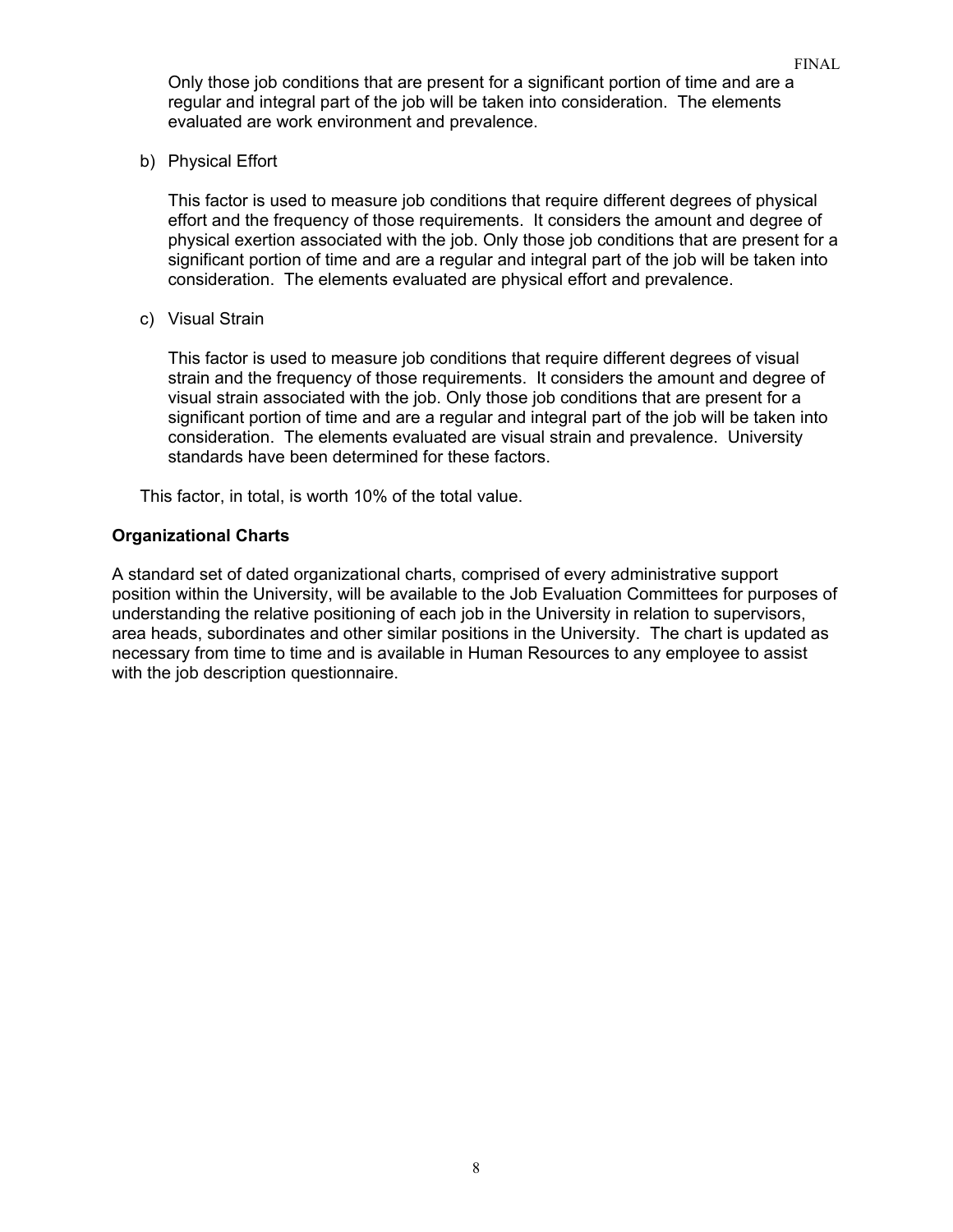Only those job conditions that are present for a significant portion of time and are a regular and integral part of the job will be taken into consideration. The elements evaluated are work environment and prevalence.

b) Physical Effort

This factor is used to measure job conditions that require different degrees of physical effort and the frequency of those requirements. It considers the amount and degree of physical exertion associated with the job. Only those job conditions that are present for a significant portion of time and are a regular and integral part of the job will be taken into consideration. The elements evaluated are physical effort and prevalence.

c) Visual Strain

This factor is used to measure job conditions that require different degrees of visual strain and the frequency of those requirements. It considers the amount and degree of visual strain associated with the job. Only those job conditions that are present for a significant portion of time and are a regular and integral part of the job will be taken into consideration. The elements evaluated are visual strain and prevalence. University standards have been determined for these factors.

This factor, in total, is worth 10% of the total value.

**Organizational Charts**

A standard set of dated organizational charts, comprised of every administrative support position within the University, will be available to the Job Evaluation Committees for purposes of understanding the relative positioning of each job in the University in relation to supervisors, area heads, subordinates and other similar positions in the University. The chart is updated as necessary from time to time and is available in Human Resources to any employee to assist with the job description questionnaire.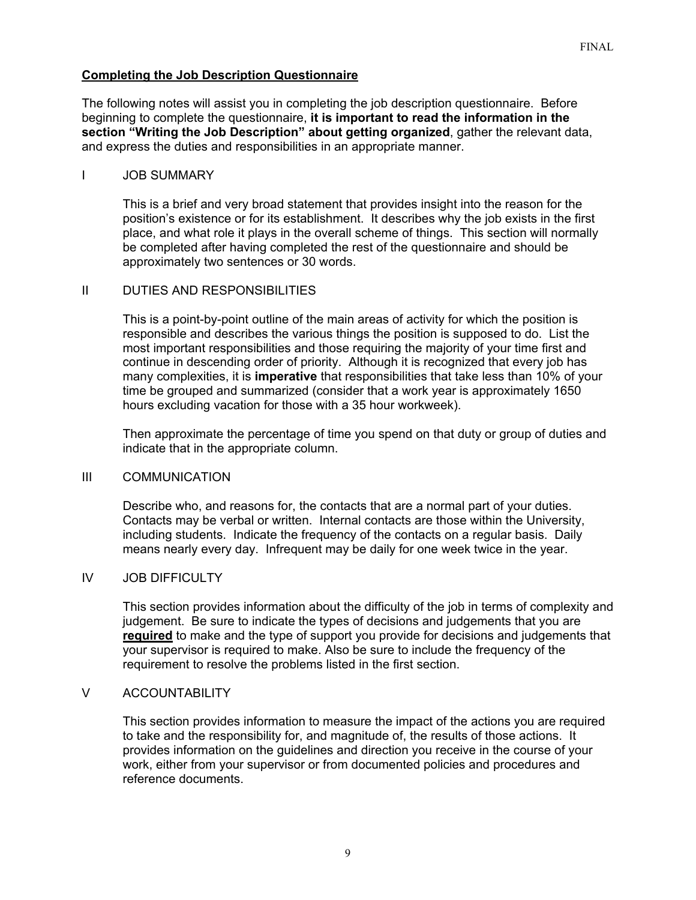## Completing the Job Description Questionnaire

The following notes will assist you in completing the job description questionnaire. Before beginning to complete the questionnaire, **it is important to read the information in the section "Writing the Job Description" about getting organized**, gather the relevant data, and express the duties and responsibilities in an appropriate manner.

### I JOB SUMMARY

This is a brief and very broad statement that provides insight into the reason for the position's existence or for its establishment. It describes why the job exists in the first place, and what role it plays in the overall scheme of things. This section will normally be completed after having completed the rest of the questionnaire and should be approximately two sentences or 30 words.

### II DUTIES AND RESPONSIBILITIES

This is a point-by-point outline of the main areas of activity for which the position is responsible and describes the various things the position is supposed to do. List the most important responsibilities and those requiring the majority of your time first and continue in descending order of priority. Although it is recognized that every job has many complexities, it is **imperative** that responsibilities that take less than 10% of your time be grouped and summarized (consider that a work year is approximately 1650 hours excluding vacation for those with a 35 hour workweek).

Then approximate the percentage of time you spend on that duty or group of duties and indicate that in the appropriate column.

### III COMMUNICATION

Describe who, and reasons for, the contacts that are a normal part of your duties. Contacts may be verbal or written. Internal contacts are those within the University, including students. Indicate the frequency of the contacts on a regular basis. Daily means nearly every day. Infrequent may be daily for one week twice in the year.

### IV JOB DIFFICULTY

This section provides information about the difficulty of the job in terms of complexity and judgement. Be sure to indicate the types of decisions and judgements that you are **required** to make and the type of support you provide for decisions and judgements that your supervisor is required to make. Also be sure to include the frequency of the requirement to resolve the problems listed in the first section.

### V ACCOUNTABILITY

This section provides information to measure the impact of the actions you are required to take and the responsibility for, and magnitude of, the results of those actions. It provides information on the guidelines and direction you receive in the course of your work, either from your supervisor or from documented policies and procedures and reference documents.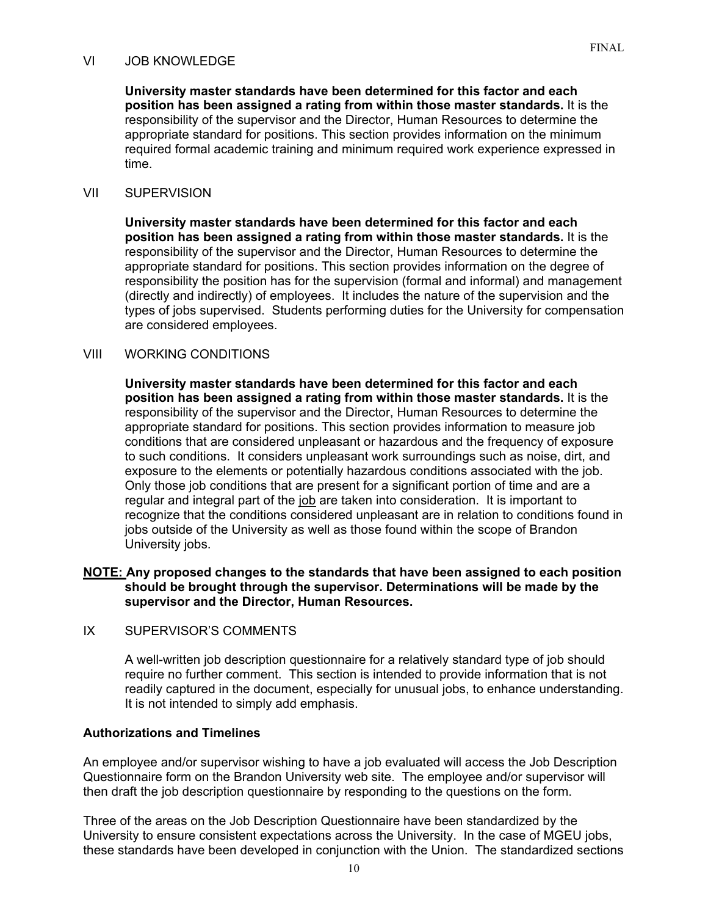## VI JOB KNOWLEDGE

**University master standards have been determined for this factor and each position has been assigned a rating from within those master standards.** It is the responsibility of the supervisor and the Director, Human Resources to determine the appropriate standard for positions. This section provides information on the minimum required formal academic training and minimum required work experience expressed in time.

## VII SUPERVISION

**University master standards have been determined for this factor and each position has been assigned a rating from within those master standards.** It is the responsibility of the supervisor and the Director, Human Resources to determine the appropriate standard for positions. This section provides information on the degree of responsibility the position has for the supervision (formal and informal) and management (directly and indirectly) of employees. It includes the nature of the supervision and the types of jobs supervised. Students performing duties for the University for compensation are considered employees.

## VIII WORKING CONDITIONS

**University master standards have been determined for this factor and each position has been assigned a rating from within those master standards.** It is the responsibility of the supervisor and the Director, Human Resources to determine the appropriate standard for positions. This section provides information to measure job conditions that are considered unpleasant or hazardous and the frequency of exposure to such conditions. It considers unpleasant work surroundings such as noise, dirt, and exposure to the elements or potentially hazardous conditions associated with the job. Only those job conditions that are present for a significant portion of time and are a regular and integral part of the job are taken into consideration. It is important to recognize that the conditions considered unpleasant are in relation to conditions found in jobs outside of the University as well as those found within the scope of Brandon University jobs.

**NOTE: Any proposed changes to the standards that have been assigned to each position should be brought through the supervisor. Determinations will be made by the supervisor and the Director, Human Resources.**

## IX SUPERVISOR'S COMMENTS

A well-written job description questionnaire for a relatively standard type of job should require no further comment. This section is intended to provide information that is not readily captured in the document, especially for unusual jobs, to enhance understanding. It is not intended to simply add emphasis.

### Authorizations and Timelines

An employee and/or supervisor wishing to have a job evaluated will access the Job Description Questionnaire form on the Brandon University web site. The employee and/or supervisor will then draft the job description questionnaire by responding to the questions on the form.

Three of the areas on the Job Description Questionnaire have been standardized by the University to ensure consistent expectations across the University. In the case of MGEU jobs, these standards have been developed in conjunction with the Union. The standardized sections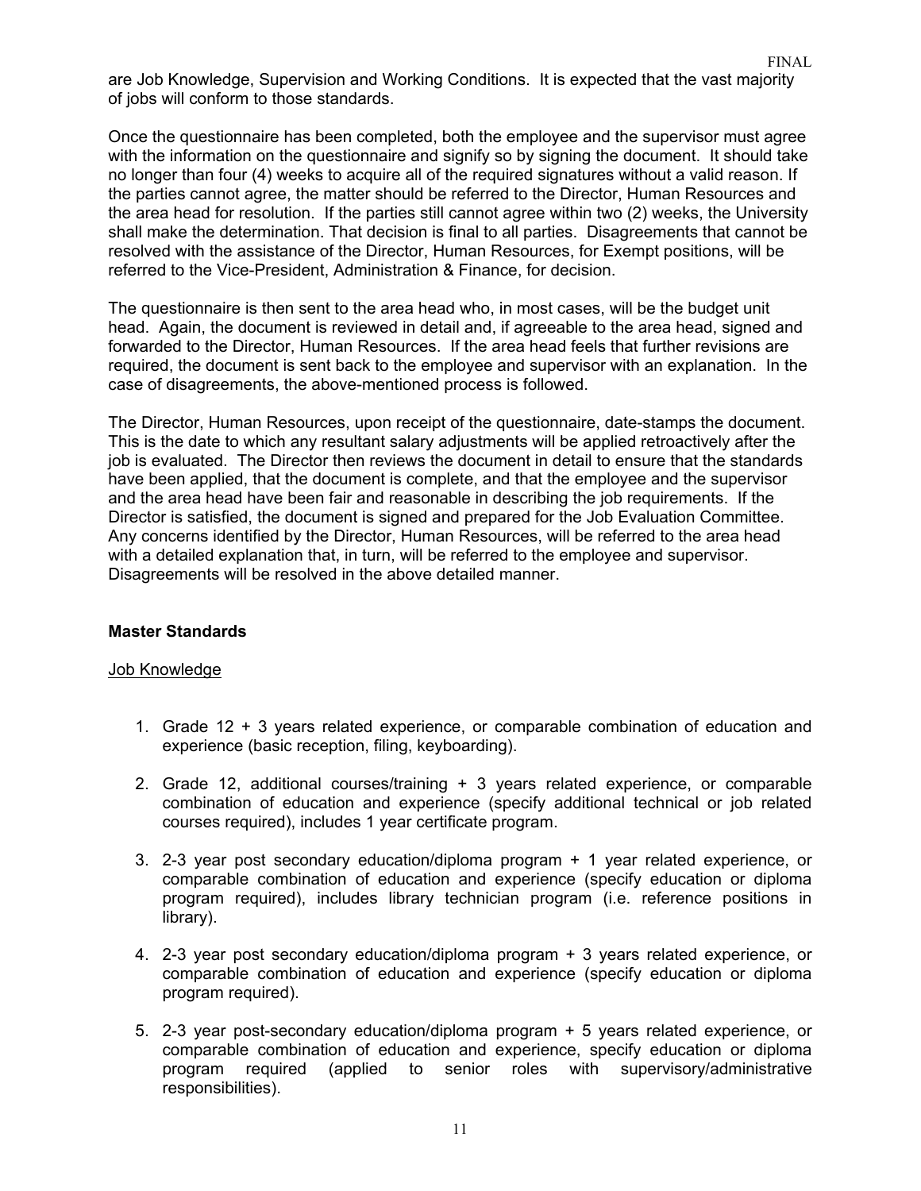are Job Knowledge, Supervision and Working Conditions. It is expected that the vast majority of jobs will conform to those standards.

Once the questionnaire has been completed, both the employee and the supervisor must agree with the information on the questionnaire and signify so by signing the document. It should take no longer than four (4) weeks to acquire all of the required signatures without a valid reason. If the parties cannot agree, the matter should be referred to the Director, Human Resources and the area head for resolution. If the parties still cannot agree within two (2) weeks, the University shall make the determination. That decision is final to all parties. Disagreements that cannot be resolved with the assistance of the Director, Human Resources, for Exempt positions, will be referred to the Vice-President, Administration & Finance, for decision.

The questionnaire is then sent to the area head who, in most cases, will be the budget unit head. Again, the document is reviewed in detail and, if agreeable to the area head, signed and forwarded to the Director, Human Resources. If the area head feels that further revisions are required, the document is sent back to the employee and supervisor with an explanation. In the case of disagreements, the above-mentioned process is followed.

The Director, Human Resources, upon receipt of the questionnaire, date-stamps the document. This is the date to which any resultant salary adjustments will be applied retroactively after the job is evaluated. The Director then reviews the document in detail to ensure that the standards have been applied, that the document is complete, and that the employee and the supervisor and the area head have been fair and reasonable in describing the job requirements. If the Director is satisfied, the document is signed and prepared for the Job Evaluation Committee. Any concerns identified by the Director, Human Resources, will be referred to the area head with a detailed explanation that, in turn, will be referred to the employee and supervisor. Disagreements will be resolved in the above detailed manner.

**Master Standards**

Job Knowledge

1. Grade 12 + 3 years related experience, or comparable combination of education and experience (basic reception, filing, keyboarding).

2. Grade 12, additional courses/training + 3 years related experience, or comparable combination of education and experience (specify additional technical or job related courses required), includes 1 year certificate program.

3. 2-3 year post secondary education/diploma program + 1 year related experience, or comparable combination of education and experience (specify education or diploma program required), includes library technician program (i.e. reference positions in library).

4. 2-3 year post secondary education/diploma program + 3 years related experience, or comparable combination of education and experience (specify education or diploma program required).

5. 2-3 year post-secondary education/diploma program + 5 years related experience, or comparable combination of education and experience, specify education or diploma program required (applied to senior roles with supervisory/administrative responsibilities).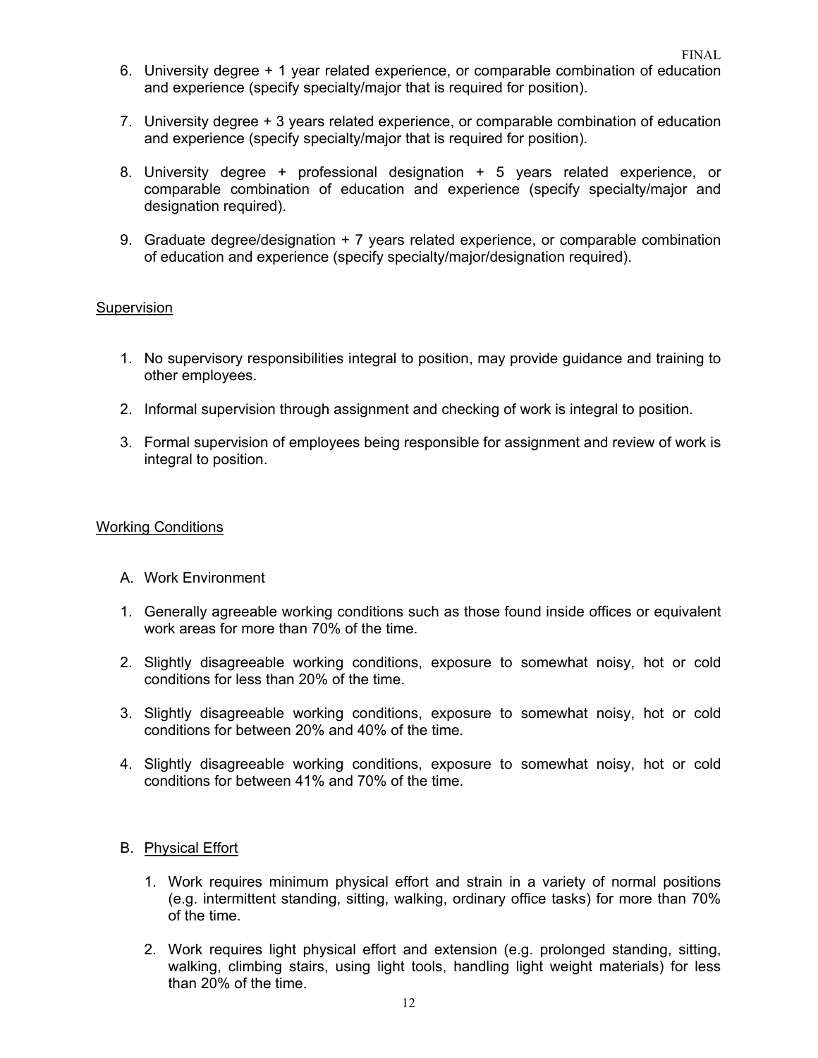6. University degree + 1 year related experience, or comparable combination of education and experience (specify specialty/major that is required for position).

7. University degree + 3 years related experience, or comparable combination of education and experience (specify specialty/major that is required for position).

8. University degree + professional designation + 5 years related experience, or comparable combination of education and experience (specify specialty/major and designation required).

9. Graduate degree/designation + 7 years related experience, or comparable combination of education and experience (specify specialty/major/designation required).

## Supervision

1. No supervisory responsibilities integral to position, may provide guidance and training to other employees.

2. Informal supervision through assignment and checking of work is integral to position.

3. Formal supervision of employees being responsible for assignment and review of work is integral to position.

## Working Conditions

A. Work Environment

1. Generally agreeable working conditions such as those found inside offices or equivalent work areas for more than 70% of the time.

2. Slightly disagreeable working conditions, exposure to somewhat noisy, hot or cold conditions for less than 20% of the time.

3. Slightly disagreeable working conditions, exposure to somewhat noisy, hot or cold conditions for between 20% and 40% of the time.

4. Slightly disagreeable working conditions, exposure to somewhat noisy, hot or cold conditions for between 41% and 70% of the time.

B. Physical Effort

1. Work requires minimum physical effort and strain in a variety of normal positions (e.g. intermittent standing, sitting, walking, ordinary office tasks) for more than 70% of the time.

2. Work requires light physical effort and extension (e.g. prolonged standing, sitting, walking, climbing stairs, using light tools, handling light weight materials) for less than 20% of the time.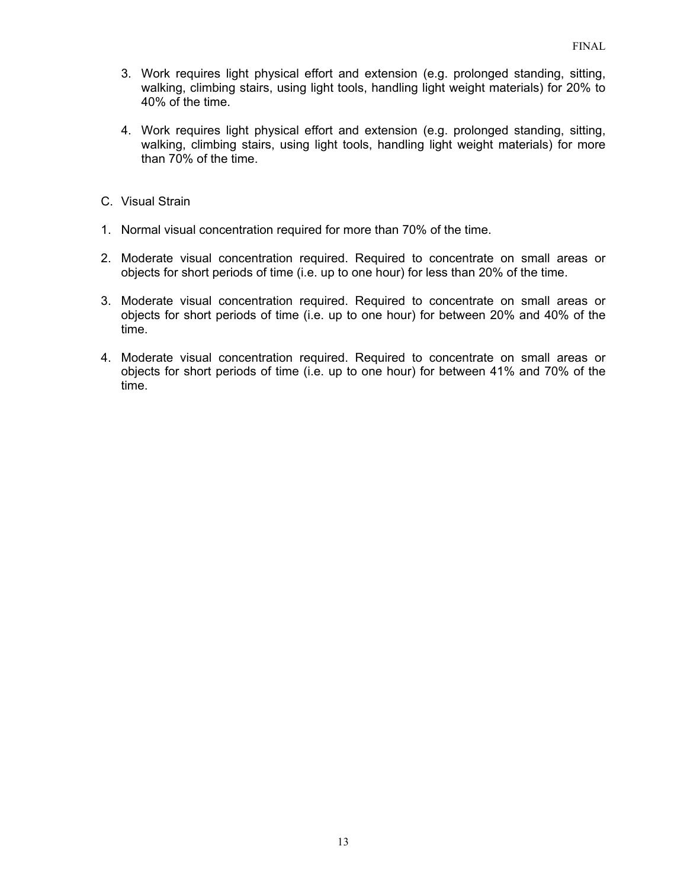3. Work requires light physical effort and extension (e.g. prolonged standing, sitting, walking, climbing stairs, using light tools, handling light weight materials) for 20% to 40% of the time.

4. Work requires light physical effort and extension (e.g. prolonged standing, sitting, walking, climbing stairs, using light tools, handling light weight materials) for more than 70% of the time.

C. Visual Strain

1. Normal visual concentration required for more than 70% of the time.

2. Moderate visual concentration required. Required to concentrate on small areas or objects for short periods of time (i.e. up to one hour) for less than 20% of the time.

3. Moderate visual concentration required. Required to concentrate on small areas or objects for short periods of time (i.e. up to one hour) for between 20% and 40% of the time.

4. Moderate visual concentration required. Required to concentrate on small areas or objects for short periods of time (i.e. up to one hour) for between 41% and 70% of the time.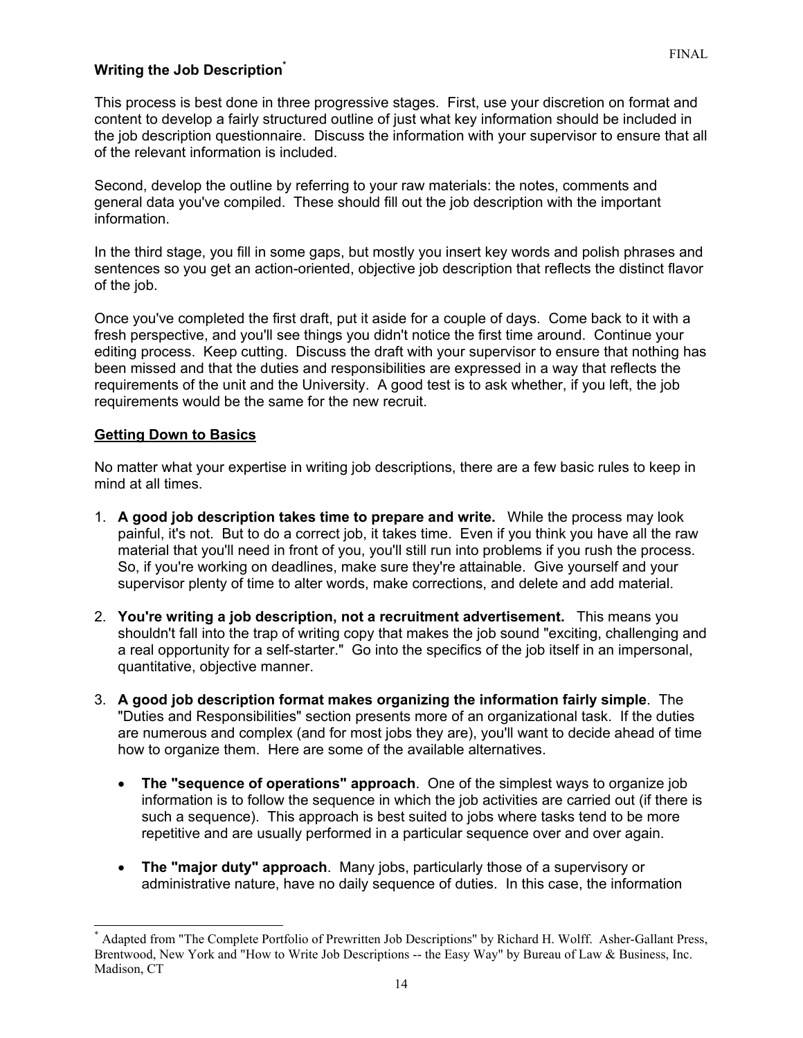## Writing the Job Description[*]

This process is best done in three progressive stages. First, use your discretion on format and content to develop a fairly structured outline of just what key information should be included in the job description questionnaire. Discuss the information with your supervisor to ensure that all of the relevant information is included.

Second, develop the outline by referring to your raw materials: the notes, comments and general data you've compiled. These should fill out the job description with the important information.

In the third stage, you fill in some gaps, but mostly you insert key words and polish phrases and sentences so you get an action-oriented, objective job description that reflects the distinct flavor of the job.

Once you've completed the first draft, put it aside for a couple of days. Come back to it with a fresh perspective, and you'll see things you didn't notice the first time around. Continue your editing process. Keep cutting. Discuss the draft with your supervisor to ensure that nothing has been missed and that the duties and responsibilities are expressed in a way that reflects the requirements of the unit and the University. A good test is to ask whether, if you left, the job requirements would be the same for the new recruit.

### Getting Down to Basics

No matter what your expertise in writing job descriptions, there are a few basic rules to keep in mind at all times.

1. **A good job description takes time to prepare and write.** While the process may look painful, it's not. But to do a correct job, it takes time. Even if you think you have all the raw material that you'll need in front of you, you'll still run into problems if you rush the process. So, if you're working on deadlines, make sure they're attainable. Give yourself and your supervisor plenty of time to alter words, make corrections, and delete and add material.

2. **You're writing a job description, not a recruitment advertisement.** This means you shouldn't fall into the trap of writing copy that makes the job sound "exciting, challenging and a real opportunity for a self-starter." Go into the specifics of the job itself in an impersonal, quantitative, objective manner.

3. **A good job description format makes organizing the information fairly simple**. The "Duties and Responsibilities" section presents more of an organizational task. If the duties are numerous and complex (and for most jobs they are), you'll want to decide ahead of time how to organize them. Here are some of the available alternatives.

   - **The "sequence of operations" approach**. One of the simplest ways to organize job information is to follow the sequence in which the job activities are carried out (if there is such a sequence). This approach is best suited to jobs where tasks tend to be more repetitive and are usually performed in a particular sequence over and over again.

   - **The "major duty" approach**. Many jobs, particularly those of a supervisory or administrative nature, have no daily sequence of duties. In this case, the information

---

[*] Adapted from "The Complete Portfolio of Prewritten Job Descriptions" by Richard H. Wolff. Asher-Gallant Press, Brentwood, New York and "How to Write Job Descriptions -- the Easy Way" by Bureau of Law & Business, Inc. Madison, CT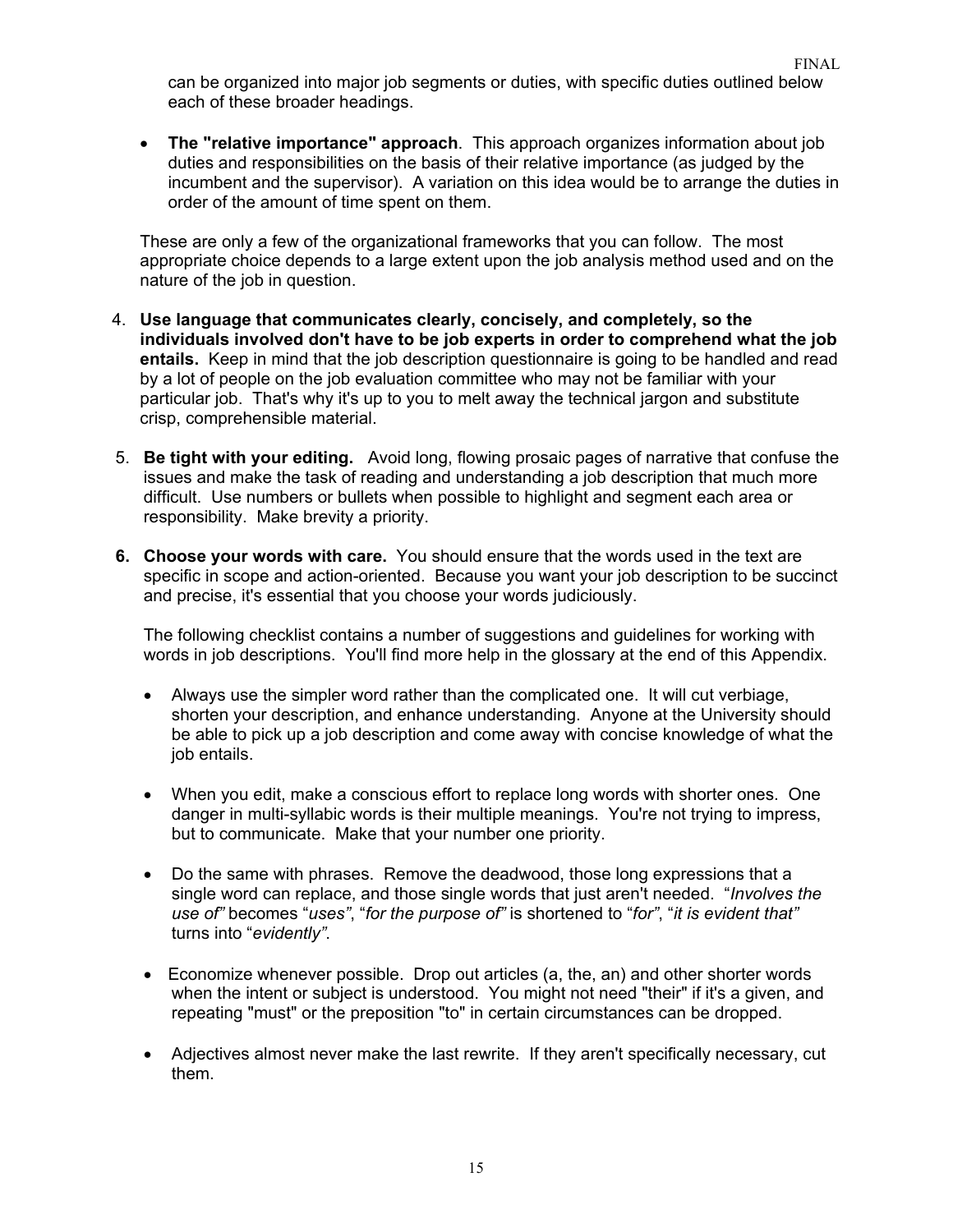can be organized into major job segments or duties, with specific duties outlined below each of these broader headings.

- **The "relative importance" approach**. This approach organizes information about job duties and responsibilities on the basis of their relative importance (as judged by the incumbent and the supervisor). A variation on this idea would be to arrange the duties in order of the amount of time spent on them.

These are only a few of the organizational frameworks that you can follow. The most appropriate choice depends to a large extent upon the job analysis method used and on the nature of the job in question.

4. **Use language that communicates clearly, concisely, and completely, so the individuals involved don't have to be job experts in order to comprehend what the job entails.** Keep in mind that the job description questionnaire is going to be handled and read by a lot of people on the job evaluation committee who may not be familiar with your particular job. That's why it's up to you to melt away the technical jargon and substitute crisp, comprehensible material.

5. **Be tight with your editing.** Avoid long, flowing prosaic pages of narrative that confuse the issues and make the task of reading and understanding a job description that much more difficult. Use numbers or bullets when possible to highlight and segment each area or responsibility. Make brevity a priority.

6. **Choose your words with care.** You should ensure that the words used in the text are specific in scope and action-oriented. Because you want your job description to be succinct and precise, it's essential that you choose your words judiciously.

   The following checklist contains a number of suggestions and guidelines for working with words in job descriptions. You'll find more help in the glossary at the end of this Appendix.

   - Always use the simpler word rather than the complicated one. It will cut verbiage, shorten your description, and enhance understanding. Anyone at the University should be able to pick up a job description and come away with concise knowledge of what the job entails.

   - When you edit, make a conscious effort to replace long words with shorter ones. One danger in multi-syllabic words is their multiple meanings. You're not trying to impress, but to communicate. Make that your number one priority.

   - Do the same with phrases. Remove the deadwood, those long expressions that a single word can replace, and those single words that just aren't needed. "*Involves the use of*" becomes "*uses*", "*for the purpose of*" is shortened to "*for*", "*it is evident that*" turns into "*evidently*".

   - Economize whenever possible. Drop out articles (a, the, an) and other shorter words when the intent or subject is understood. You might not need "their" if it's a given, and repeating "must" or the preposition "to" in certain circumstances can be dropped.

   - Adjectives almost never make the last rewrite. If they aren't specifically necessary, cut them.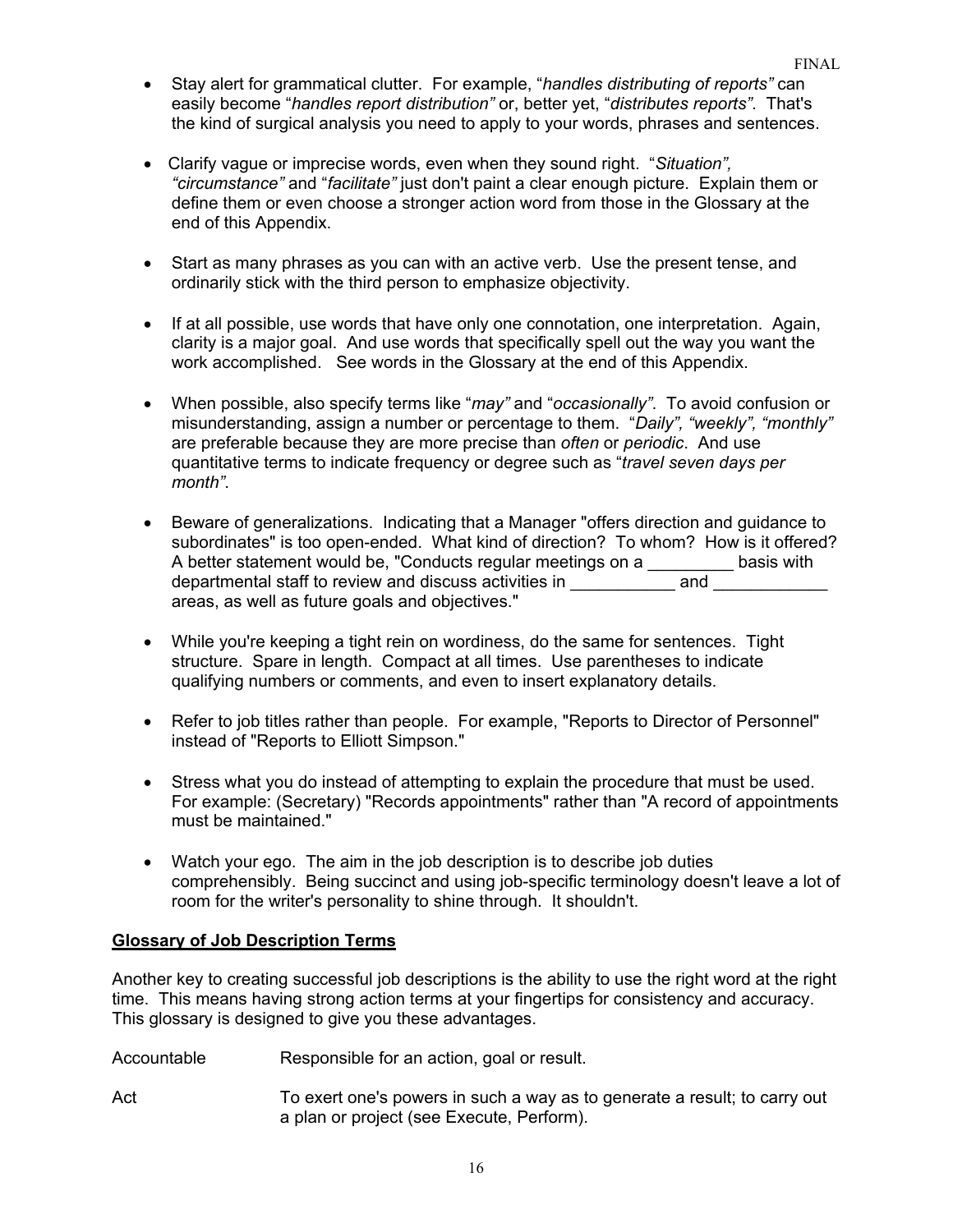- Stay alert for grammatical clutter. For example, "*handles distributing of reports"* can easily become "*handles report distribution"* or, better yet, "*distributes reports"*. That's the kind of surgical analysis you need to apply to your words, phrases and sentences.

- Clarify vague or imprecise words, even when they sound right. "*Situation", "circumstance"* and "*facilitate"* just don't paint a clear enough picture. Explain them or define them or even choose a stronger action word from those in the Glossary at the end of this Appendix.

- Start as many phrases as you can with an active verb. Use the present tense, and ordinarily stick with the third person to emphasize objectivity.

- If at all possible, use words that have only one connotation, one interpretation. Again, clarity is a major goal. And use words that specifically spell out the way you want the work accomplished. See words in the Glossary at the end of this Appendix.

- When possible, also specify terms like "*may"* and "*occasionally"*. To avoid confusion or misunderstanding, assign a number or percentage to them. "*Daily", "weekly", "monthly"* are preferable because they are more precise than *often* or *periodic*. And use quantitative terms to indicate frequency or degree such as "*travel seven days per month"*.

- Beware of generalizations. Indicating that a Manager "offers direction and guidance to subordinates" is too open-ended. What kind of direction? To whom? How is it offered? A better statement would be, "Conducts regular meetings on a _________ basis with departmental staff to review and discuss activities in ___________ and ____________ areas, as well as future goals and objectives."

- While you're keeping a tight rein on wordiness, do the same for sentences. Tight structure. Spare in length. Compact at all times. Use parentheses to indicate qualifying numbers or comments, and even to insert explanatory details.

- Refer to job titles rather than people. For example, "Reports to Director of Personnel" instead of "Reports to Elliott Simpson."

- Stress what you do instead of attempting to explain the procedure that must be used. For example: (Secretary) "Records appointments" rather than "A record of appointments must be maintained."

- Watch your ego. The aim in the job description is to describe job duties comprehensibly. Being succinct and using job-specific terminology doesn't leave a lot of room for the writer's personality to shine through. It shouldn't.

## Glossary of Job Description Terms

Another key to creating successful job descriptions is the ability to use the right word at the right time. This means having strong action terms at your fingertips for consistency and accuracy. This glossary is designed to give you these advantages.

Accountable — Responsible for an action, goal or result.

Act — To exert one's powers in such a way as to generate a result; to carry out a plan or project (see Execute, Perform).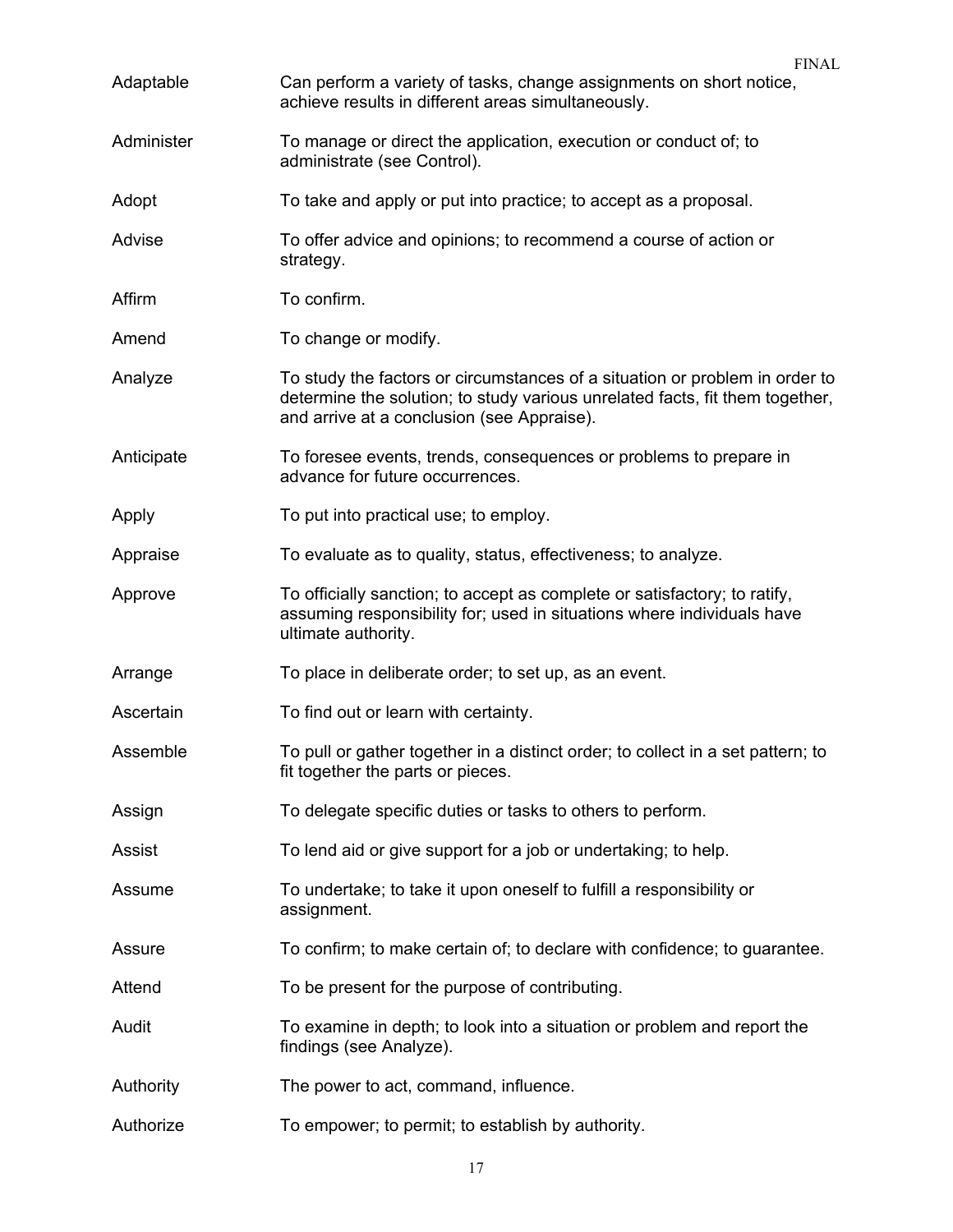Adaptable — Can perform a variety of tasks, change assignments on short notice, achieve results in different areas simultaneously.

Administer — To manage or direct the application, execution or conduct of; to administrate (see Control).

Adopt — To take and apply or put into practice; to accept as a proposal.

Advise — To offer advice and opinions; to recommend a course of action or strategy.

Affirm — To confirm.

Amend — To change or modify.

Analyze — To study the factors or circumstances of a situation or problem in order to determine the solution; to study various unrelated facts, fit them together, and arrive at a conclusion (see Appraise).

Anticipate — To foresee events, trends, consequences or problems to prepare in advance for future occurrences.

Apply — To put into practical use; to employ.

Appraise — To evaluate as to quality, status, effectiveness; to analyze.

Approve — To officially sanction; to accept as complete or satisfactory; to ratify, assuming responsibility for; used in situations where individuals have ultimate authority.

Arrange — To place in deliberate order; to set up, as an event.

Ascertain — To find out or learn with certainty.

Assemble — To pull or gather together in a distinct order; to collect in a set pattern; to fit together the parts or pieces.

Assign — To delegate specific duties or tasks to others to perform.

Assist — To lend aid or give support for a job or undertaking; to help.

Assume — To undertake; to take it upon oneself to fulfill a responsibility or assignment.

Assure — To confirm; to make certain of; to declare with confidence; to guarantee.

Attend — To be present for the purpose of contributing.

Audit — To examine in depth; to look into a situation or problem and report the findings (see Analyze).

Authority — The power to act, command, influence.

Authorize — To empower; to permit; to establish by authority.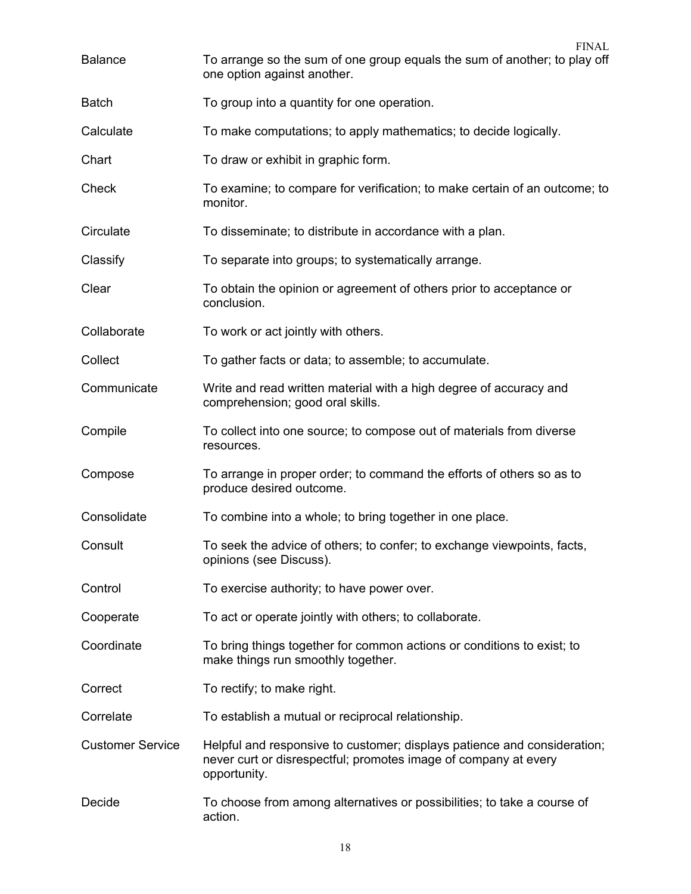| | |
|---|---|
| Balance | To arrange so the sum of one group equals the sum of another; to play off one option against another. |
| Batch | To group into a quantity for one operation. |
| Calculate | To make computations; to apply mathematics; to decide logically. |
| Chart | To draw or exhibit in graphic form. |
| Check | To examine; to compare for verification; to make certain of an outcome; to monitor. |
| Circulate | To disseminate; to distribute in accordance with a plan. |
| Classify | To separate into groups; to systematically arrange. |
| Clear | To obtain the opinion or agreement of others prior to acceptance or conclusion. |
| Collaborate | To work or act jointly with others. |
| Collect | To gather facts or data; to assemble; to accumulate. |
| Communicate | Write and read written material with a high degree of accuracy and comprehension; good oral skills. |
| Compile | To collect into one source; to compose out of materials from diverse resources. |
| Compose | To arrange in proper order; to command the efforts of others so as to produce desired outcome. |
| Consolidate | To combine into a whole; to bring together in one place. |
| Consult | To seek the advice of others; to confer; to exchange viewpoints, facts, opinions (see Discuss). |
| Control | To exercise authority; to have power over. |
| Cooperate | To act or operate jointly with others; to collaborate. |
| Coordinate | To bring things together for common actions or conditions to exist; to make things run smoothly together. |
| Correct | To rectify; to make right. |
| Correlate | To establish a mutual or reciprocal relationship. |
| Customer Service | Helpful and responsive to customer; displays patience and consideration; never curt or disrespectful; promotes image of company at every opportunity. |
| Decide | To choose from among alternatives or possibilities; to take a course of action. |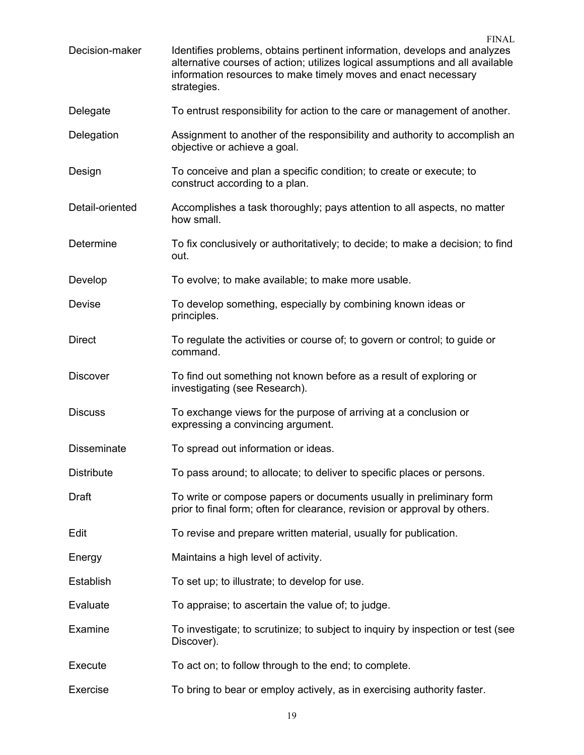| Term | Definition |
| --- | --- |
| Decision-maker | Identifies problems, obtains pertinent information, develops and analyzes alternative courses of action; utilizes logical assumptions and all available information resources to make timely moves and enact necessary strategies. |
| Delegate | To entrust responsibility for action to the care or management of another. |
| Delegation | Assignment to another of the responsibility and authority to accomplish an objective or achieve a goal. |
| Design | To conceive and plan a specific condition; to create or execute; to construct according to a plan. |
| Detail-oriented | Accomplishes a task thoroughly; pays attention to all aspects, no matter how small. |
| Determine | To fix conclusively or authoritatively; to decide; to make a decision; to find out. |
| Develop | To evolve; to make available; to make more usable. |
| Devise | To develop something, especially by combining known ideas or principles. |
| Direct | To regulate the activities or course of; to govern or control; to guide or command. |
| Discover | To find out something not known before as a result of exploring or investigating (see Research). |
| Discuss | To exchange views for the purpose of arriving at a conclusion or expressing a convincing argument. |
| Disseminate | To spread out information or ideas. |
| Distribute | To pass around; to allocate; to deliver to specific places or persons. |
| Draft | To write or compose papers or documents usually in preliminary form prior to final form; often for clearance, revision or approval by others. |
| Edit | To revise and prepare written material, usually for publication. |
| Energy | Maintains a high level of activity. |
| Establish | To set up; to illustrate; to develop for use. |
| Evaluate | To appraise; to ascertain the value of; to judge. |
| Examine | To investigate; to scrutinize; to subject to inquiry by inspection or test (see Discover). |
| Execute | To act on; to follow through to the end; to complete. |
| Exercise | To bring to bear or employ actively, as in exercising authority faster. |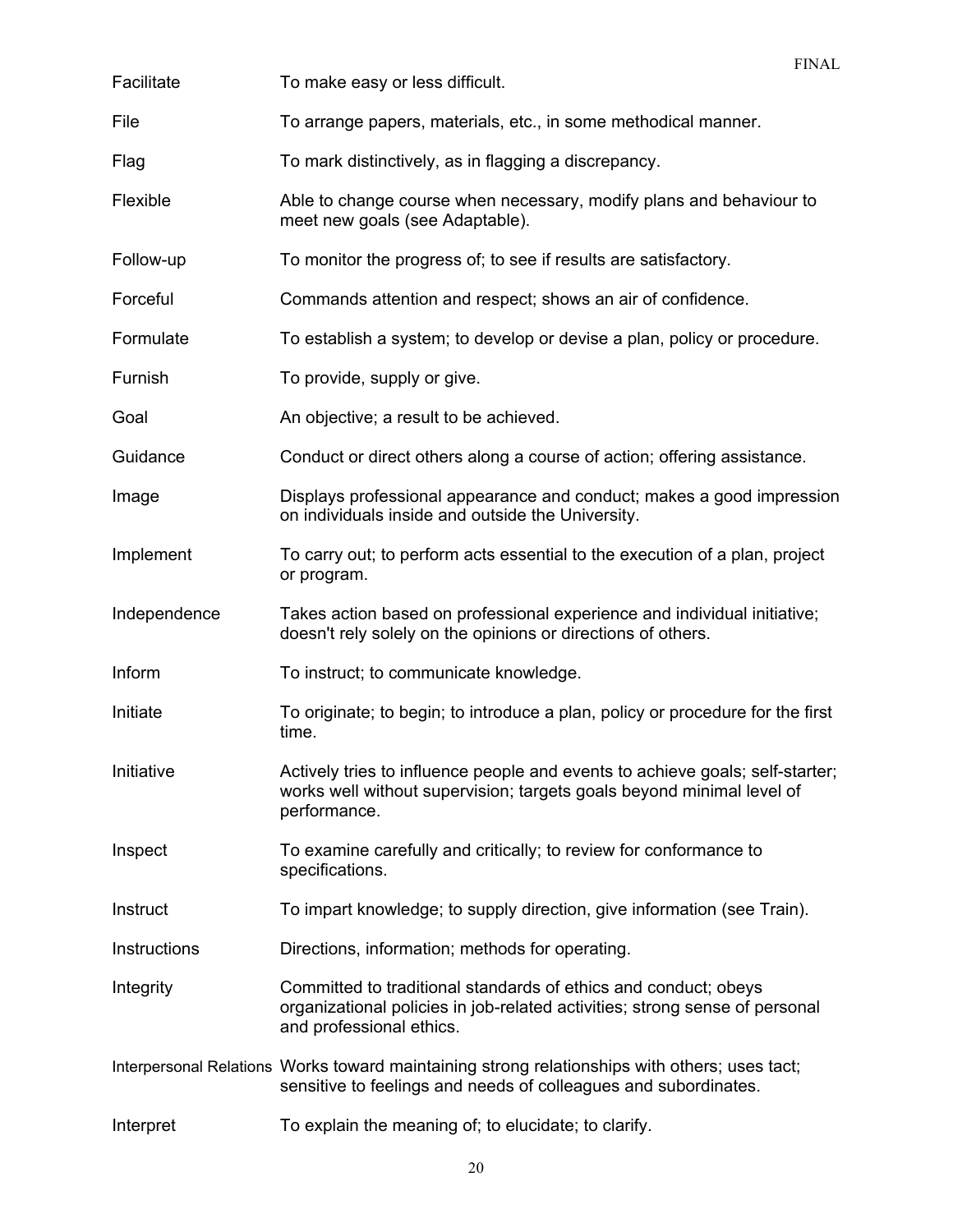| | |
|---|---|
| Facilitate | To make easy or less difficult. |
| File | To arrange papers, materials, etc., in some methodical manner. |
| Flag | To mark distinctively, as in flagging a discrepancy. |
| Flexible | Able to change course when necessary, modify plans and behaviour to meet new goals (see Adaptable). |
| Follow-up | To monitor the progress of; to see if results are satisfactory. |
| Forceful | Commands attention and respect; shows an air of confidence. |
| Formulate | To establish a system; to develop or devise a plan, policy or procedure. |
| Furnish | To provide, supply or give. |
| Goal | An objective; a result to be achieved. |
| Guidance | Conduct or direct others along a course of action; offering assistance. |
| Image | Displays professional appearance and conduct; makes a good impression on individuals inside and outside the University. |
| Implement | To carry out; to perform acts essential to the execution of a plan, project or program. |
| Independence | Takes action based on professional experience and individual initiative; doesn't rely solely on the opinions or directions of others. |
| Inform | To instruct; to communicate knowledge. |
| Initiate | To originate; to begin; to introduce a plan, policy or procedure for the first time. |
| Initiative | Actively tries to influence people and events to achieve goals; self-starter; works well without supervision; targets goals beyond minimal level of performance. |
| Inspect | To examine carefully and critically; to review for conformance to specifications. |
| Instruct | To impart knowledge; to supply direction, give information (see Train). |
| Instructions | Directions, information; methods for operating. |
| Integrity | Committed to traditional standards of ethics and conduct; obeys organizational policies in job-related activities; strong sense of personal and professional ethics. |
| Interpersonal Relations | Works toward maintaining strong relationships with others; uses tact; sensitive to feelings and needs of colleagues and subordinates. |
| Interpret | To explain the meaning of; to elucidate; to clarify. |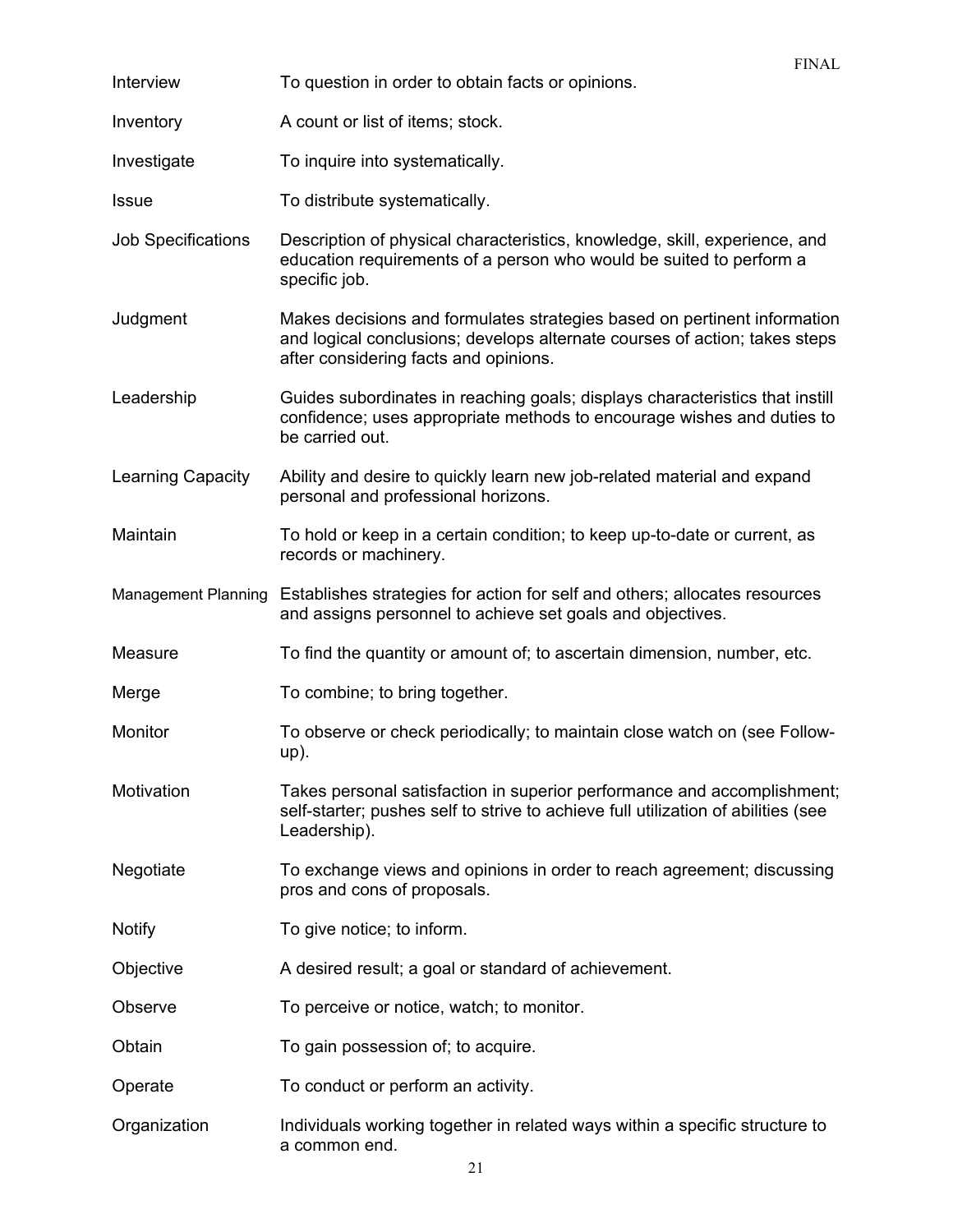| | |
|---|---|
| Interview | To question in order to obtain facts or opinions. |
| Inventory | A count or list of items; stock. |
| Investigate | To inquire into systematically. |
| Issue | To distribute systematically. |
| Job Specifications | Description of physical characteristics, knowledge, skill, experience, and education requirements of a person who would be suited to perform a specific job. |
| Judgment | Makes decisions and formulates strategies based on pertinent information and logical conclusions; develops alternate courses of action; takes steps after considering facts and opinions. |
| Leadership | Guides subordinates in reaching goals; displays characteristics that instill confidence; uses appropriate methods to encourage wishes and duties to be carried out. |
| Learning Capacity | Ability and desire to quickly learn new job-related material and expand personal and professional horizons. |
| Maintain | To hold or keep in a certain condition; to keep up-to-date or current, as records or machinery. |
| Management Planning | Establishes strategies for action for self and others; allocates resources and assigns personnel to achieve set goals and objectives. |
| Measure | To find the quantity or amount of; to ascertain dimension, number, etc. |
| Merge | To combine; to bring together. |
| Monitor | To observe or check periodically; to maintain close watch on (see Follow-up). |
| Motivation | Takes personal satisfaction in superior performance and accomplishment; self-starter; pushes self to strive to achieve full utilization of abilities (see Leadership). |
| Negotiate | To exchange views and opinions in order to reach agreement; discussing pros and cons of proposals. |
| Notify | To give notice; to inform. |
| Objective | A desired result; a goal or standard of achievement. |
| Observe | To perceive or notice, watch; to monitor. |
| Obtain | To gain possession of; to acquire. |
| Operate | To conduct or perform an activity. |
| Organization | Individuals working together in related ways within a specific structure to a common end. |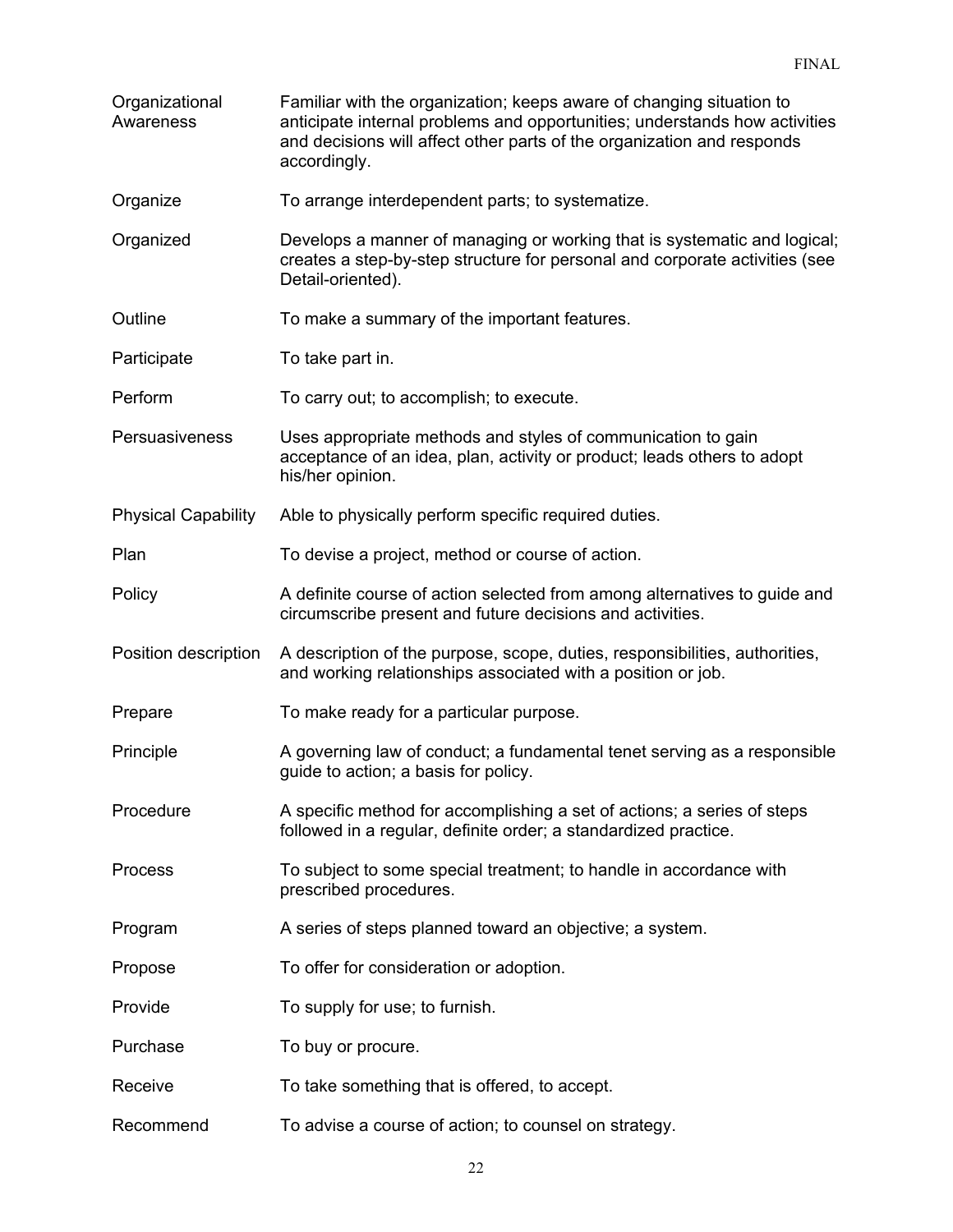| | |
|---|---|
| Organizational Awareness | Familiar with the organization; keeps aware of changing situation to anticipate internal problems and opportunities; understands how activities and decisions will affect other parts of the organization and responds accordingly. |
| Organize | To arrange interdependent parts; to systematize. |
| Organized | Develops a manner of managing or working that is systematic and logical; creates a step-by-step structure for personal and corporate activities (see Detail-oriented). |
| Outline | To make a summary of the important features. |
| Participate | To take part in. |
| Perform | To carry out; to accomplish; to execute. |
| Persuasiveness | Uses appropriate methods and styles of communication to gain acceptance of an idea, plan, activity or product; leads others to adopt his/her opinion. |
| Physical Capability | Able to physically perform specific required duties. |
| Plan | To devise a project, method or course of action. |
| Policy | A definite course of action selected from among alternatives to guide and circumscribe present and future decisions and activities. |
| Position description | A description of the purpose, scope, duties, responsibilities, authorities, and working relationships associated with a position or job. |
| Prepare | To make ready for a particular purpose. |
| Principle | A governing law of conduct; a fundamental tenet serving as a responsible guide to action; a basis for policy. |
| Procedure | A specific method for accomplishing a set of actions; a series of steps followed in a regular, definite order; a standardized practice. |
| Process | To subject to some special treatment; to handle in accordance with prescribed procedures. |
| Program | A series of steps planned toward an objective; a system. |
| Propose | To offer for consideration or adoption. |
| Provide | To supply for use; to furnish. |
| Purchase | To buy or procure. |
| Receive | To take something that is offered, to accept. |
| Recommend | To advise a course of action; to counsel on strategy. |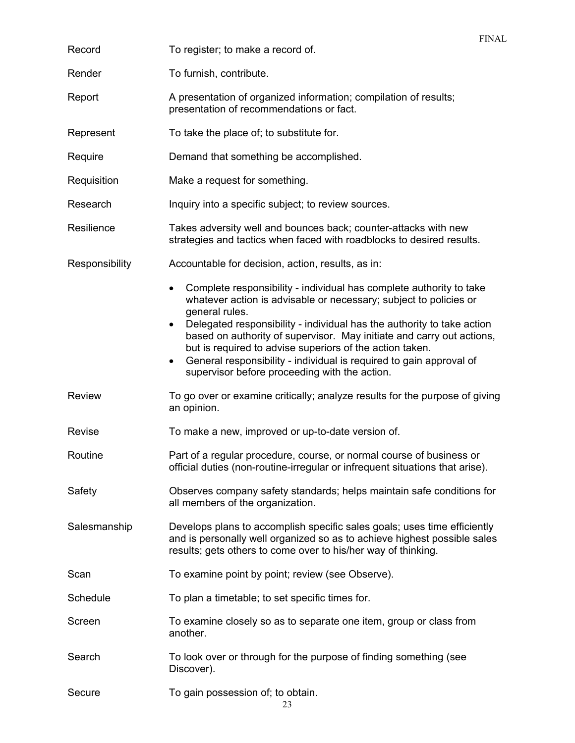| | |
|---|---|
| Record | To register; to make a record of. |
| Render | To furnish, contribute. |
| Report | A presentation of organized information; compilation of results; presentation of recommendations or fact. |
| Represent | To take the place of; to substitute for. |
| Require | Demand that something be accomplished. |
| Requisition | Make a request for something. |
| Research | Inquiry into a specific subject; to review sources. |
| Resilience | Takes adversity well and bounces back; counter-attacks with new strategies and tactics when faced with roadblocks to desired results. |
| Responsibility | Accountable for decision, action, results, as in: • Complete responsibility - individual has complete authority to take whatever action is advisable or necessary; subject to policies or general rules. • Delegated responsibility - individual has the authority to take action based on authority of supervisor. May initiate and carry out actions, but is required to advise superiors of the action taken. • General responsibility - individual is required to gain approval of supervisor before proceeding with the action. |
| Review | To go over or examine critically; analyze results for the purpose of giving an opinion. |
| Revise | To make a new, improved or up-to-date version of. |
| Routine | Part of a regular procedure, course, or normal course of business or official duties (non-routine-irregular or infrequent situations that arise). |
| Safety | Observes company safety standards; helps maintain safe conditions for all members of the organization. |
| Salesmanship | Develops plans to accomplish specific sales goals; uses time efficiently and is personally well organized so as to achieve highest possible sales results; gets others to come over to his/her way of thinking. |
| Scan | To examine point by point; review (see Observe). |
| Schedule | To plan a timetable; to set specific times for. |
| Screen | To examine closely so as to separate one item, group or class from another. |
| Search | To look over or through for the purpose of finding something (see Discover). |
| Secure | To gain possession of; to obtain. |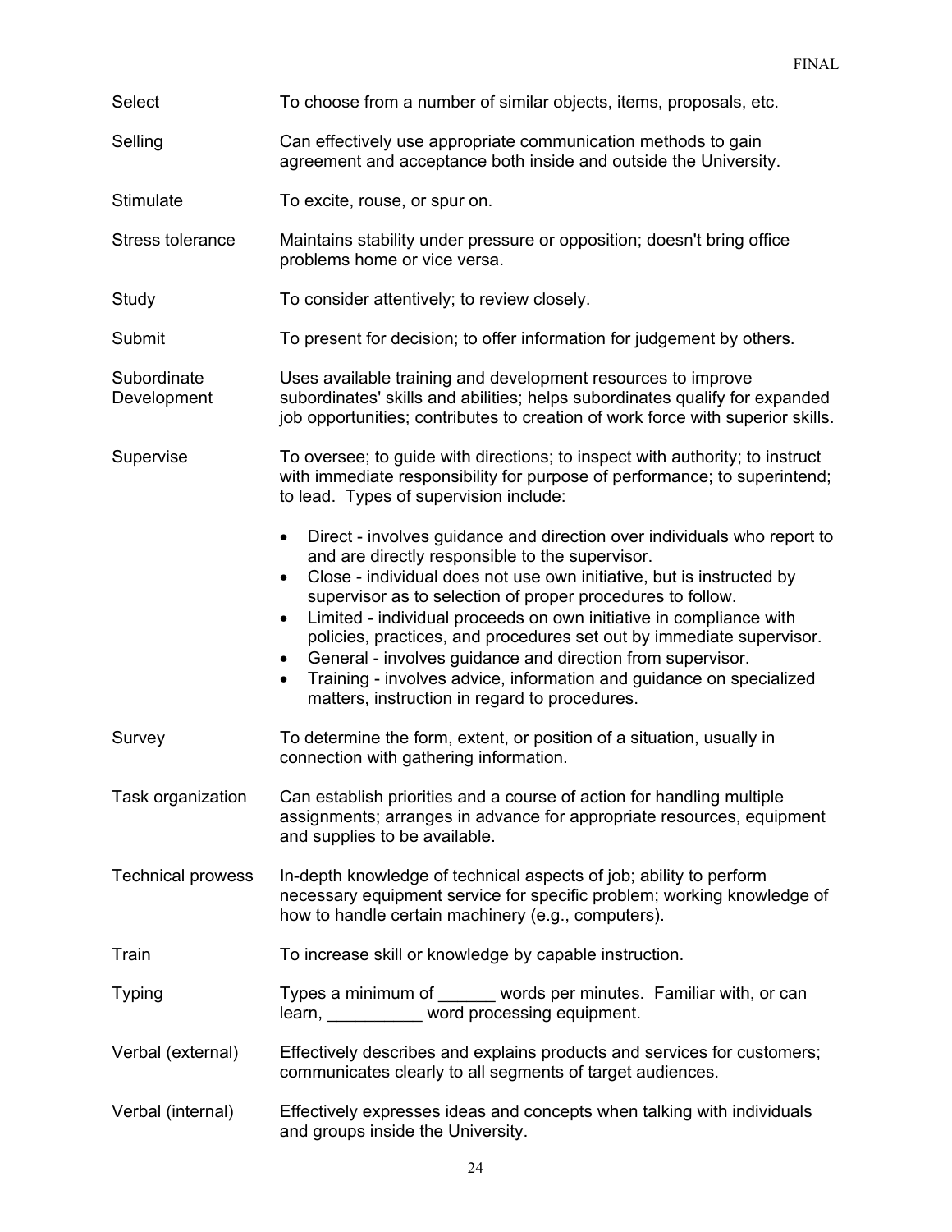Select — To choose from a number of similar objects, items, proposals, etc.

Selling — Can effectively use appropriate communication methods to gain agreement and acceptance both inside and outside the University.

Stimulate — To excite, rouse, or spur on.

Stress tolerance — Maintains stability under pressure or opposition; doesn't bring office problems home or vice versa.

Study — To consider attentively; to review closely.

Submit — To present for decision; to offer information for judgement by others.

Subordinate Development — Uses available training and development resources to improve subordinates' skills and abilities; helps subordinates qualify for expanded job opportunities; contributes to creation of work force with superior skills.

Supervise — To oversee; to guide with directions; to inspect with authority; to instruct with immediate responsibility for purpose of performance; to superintend; to lead. Types of supervision include:

- Direct - involves guidance and direction over individuals who report to and are directly responsible to the supervisor.
- Close - individual does not use own initiative, but is instructed by supervisor as to selection of proper procedures to follow.
- Limited - individual proceeds on own initiative in compliance with policies, practices, and procedures set out by immediate supervisor.
- General - involves guidance and direction from supervisor.
- Training - involves advice, information and guidance on specialized matters, instruction in regard to procedures.

Survey — To determine the form, extent, or position of a situation, usually in connection with gathering information.

Task organization — Can establish priorities and a course of action for handling multiple assignments; arranges in advance for appropriate resources, equipment and supplies to be available.

Technical prowess — In-depth knowledge of technical aspects of job; ability to perform necessary equipment service for specific problem; working knowledge of how to handle certain machinery (e.g., computers).

Train — To increase skill or knowledge by capable instruction.

Typing — Types a minimum of ______ words per minutes. Familiar with, or can learn, __________ word processing equipment.

Verbal (external) — Effectively describes and explains products and services for customers; communicates clearly to all segments of target audiences.

Verbal (internal) — Effectively expresses ideas and concepts when talking with individuals and groups inside the University.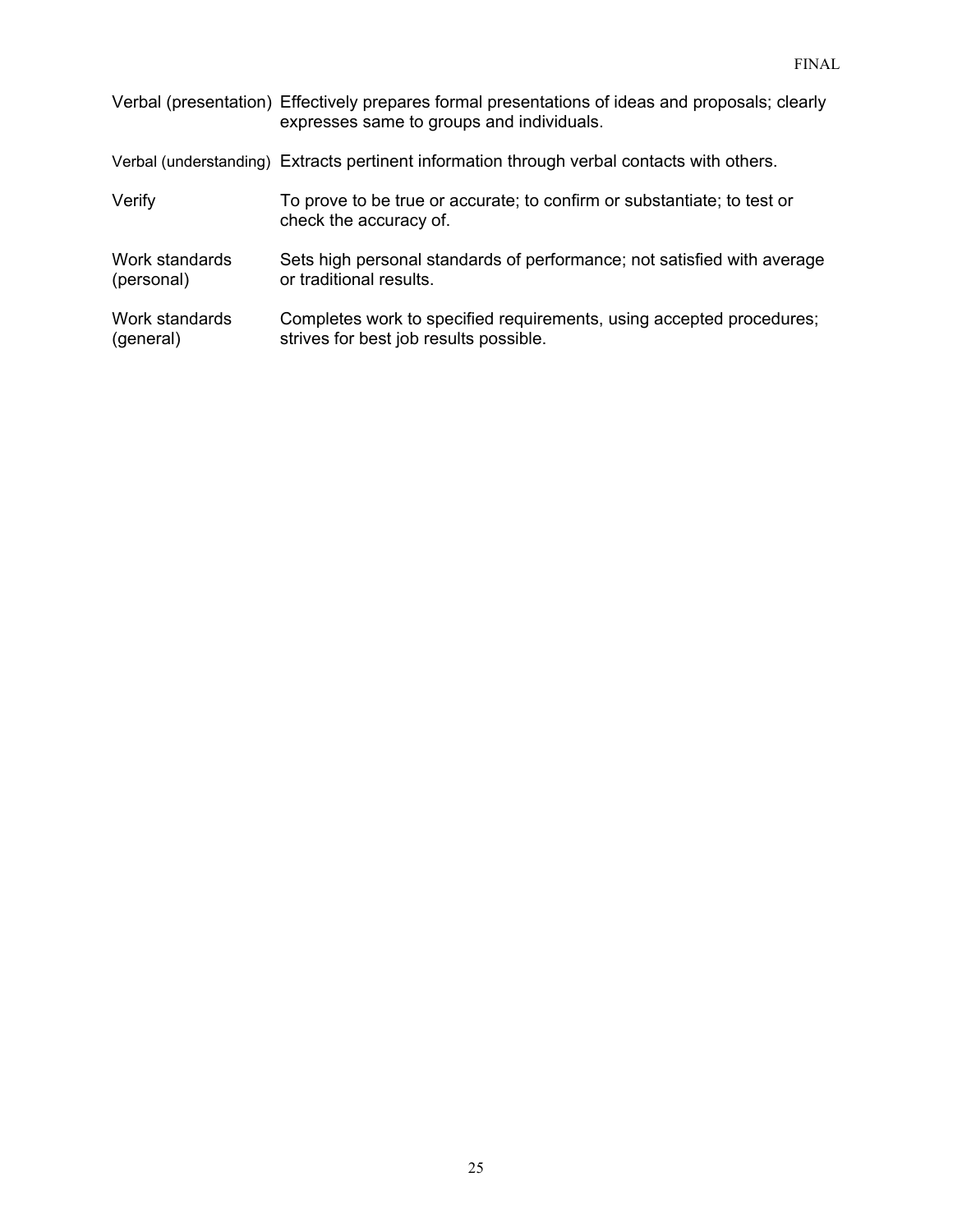| | |
|---|---|
| Verbal (presentation) | Effectively prepares formal presentations of ideas and proposals; clearly expresses same to groups and individuals. |
| Verbal (understanding) | Extracts pertinent information through verbal contacts with others. |
| Verify | To prove to be true or accurate; to confirm or substantiate; to test or check the accuracy of. |
| Work standards (personal) | Sets high personal standards of performance; not satisfied with average or traditional results. |
| Work standards (general) | Completes work to specified requirements, using accepted procedures; strives for best job results possible. |